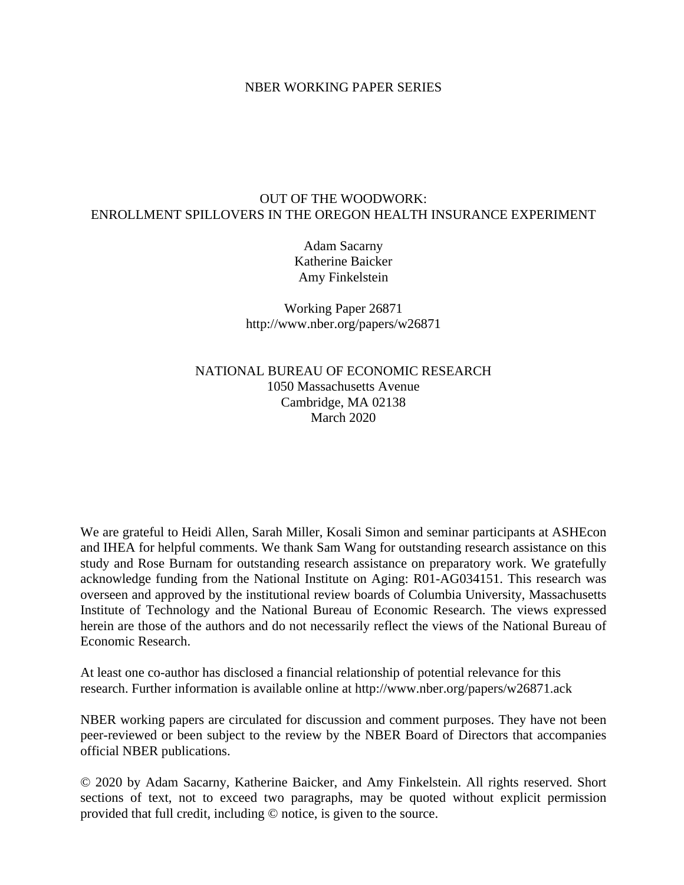NBER WORKING PAPER SERIES

# OUT OF THE WOODWORK: ENROLLMENT SPILLOVERS IN THE OREGON HEALTH INSURANCE EXPERIMENT

Adam Sacarny
Katherine Baicker
Amy Finkelstein

Working Paper 26871
http://www.nber.org/papers/w26871

NATIONAL BUREAU OF ECONOMIC RESEARCH
1050 Massachusetts Avenue
Cambridge, MA 02138
March 2020

We are grateful to Heidi Allen, Sarah Miller, Kosali Simon and seminar participants at ASHEcon and IHEA for helpful comments. We thank Sam Wang for outstanding research assistance on this study and Rose Burnam for outstanding research assistance on preparatory work. We gratefully acknowledge funding from the National Institute on Aging: R01-AG034151. This research was overseen and approved by the institutional review boards of Columbia University, Massachusetts Institute of Technology and the National Bureau of Economic Research. The views expressed herein are those of the authors and do not necessarily reflect the views of the National Bureau of Economic Research.

At least one co-author has disclosed a financial relationship of potential relevance for this research. Further information is available online at http://www.nber.org/papers/w26871.ack

NBER working papers are circulated for discussion and comment purposes. They have not been peer-reviewed or been subject to the review by the NBER Board of Directors that accompanies official NBER publications.

© 2020 by Adam Sacarny, Katherine Baicker, and Amy Finkelstein. All rights reserved. Short sections of text, not to exceed two paragraphs, may be quoted without explicit permission provided that full credit, including © notice, is given to the source.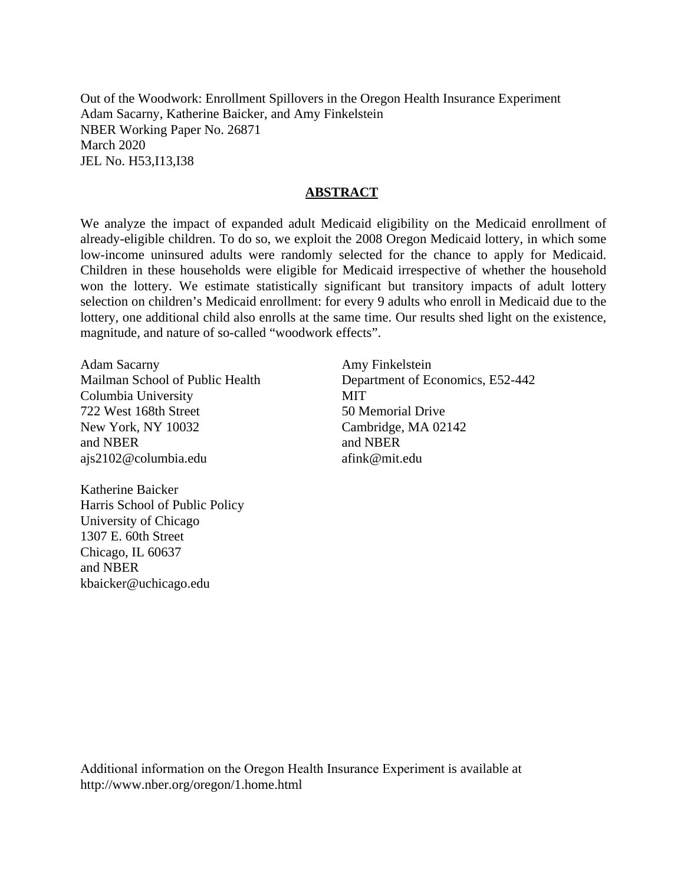Out of the Woodwork: Enrollment Spillovers in the Oregon Health Insurance Experiment
Adam Sacarny, Katherine Baicker, and Amy Finkelstein
NBER Working Paper No. 26871
March 2020
JEL No. H53,I13,I38

## ABSTRACT

We analyze the impact of expanded adult Medicaid eligibility on the Medicaid enrollment of already-eligible children. To do so, we exploit the 2008 Oregon Medicaid lottery, in which some low-income uninsured adults were randomly selected for the chance to apply for Medicaid. Children in these households were eligible for Medicaid irrespective of whether the household won the lottery. We estimate statistically significant but transitory impacts of adult lottery selection on children's Medicaid enrollment: for every 9 adults who enroll in Medicaid due to the lottery, one additional child also enrolls at the same time. Our results shed light on the existence, magnitude, and nature of so-called "woodwork effects".

Adam Sacarny
Mailman School of Public Health
Columbia University
722 West 168th Street
New York, NY 10032
and NBER
ajs2102@columbia.edu

Katherine Baicker
Harris School of Public Policy
University of Chicago
1307 E. 60th Street
Chicago, IL 60637
and NBER
kbaicker@uchicago.edu

Amy Finkelstein
Department of Economics, E52-442
MIT
50 Memorial Drive
Cambridge, MA 02142
and NBER
afink@mit.edu

Additional information on the Oregon Health Insurance Experiment is available at
http://www.nber.org/oregon/1.home.html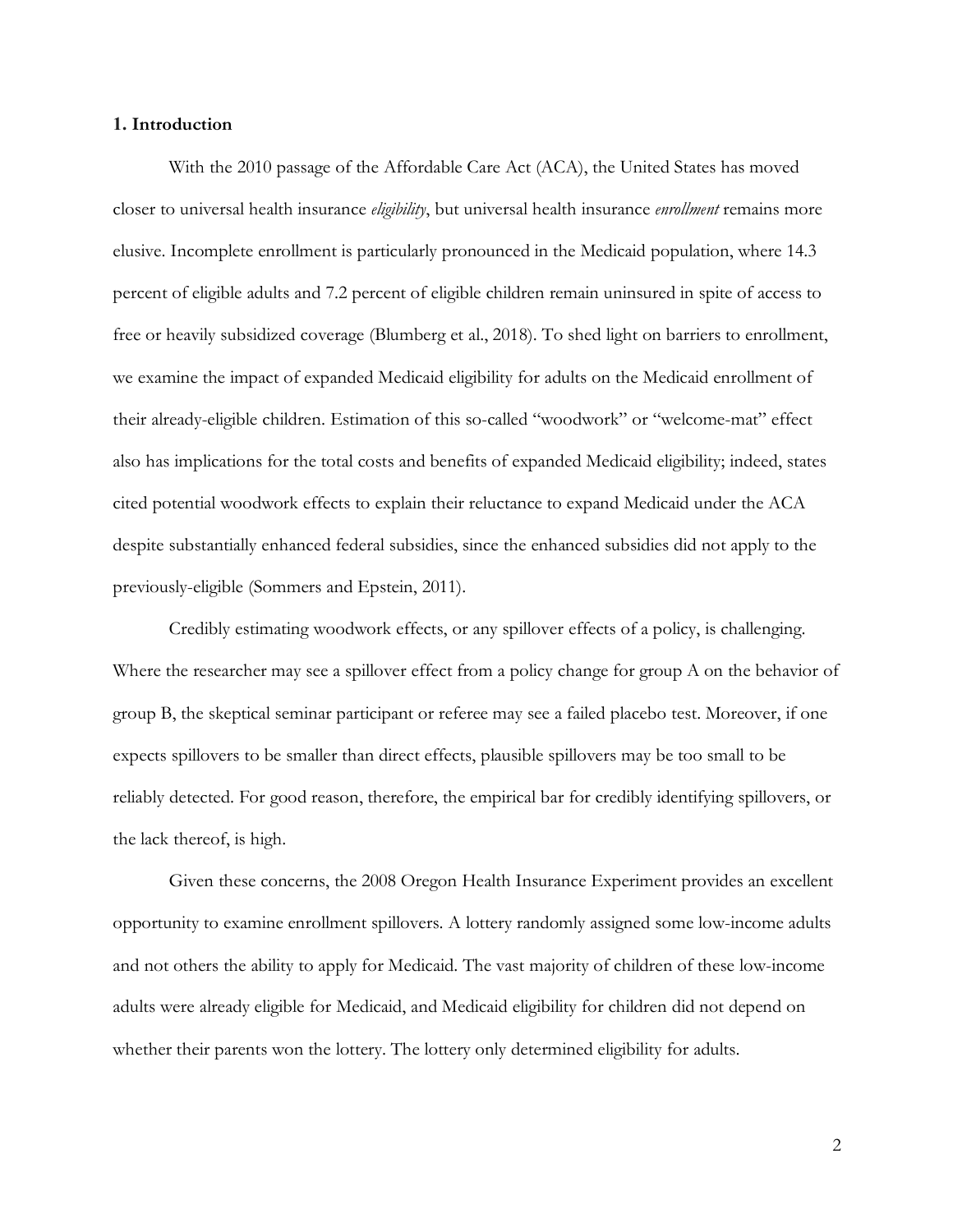## 1. Introduction

With the 2010 passage of the Affordable Care Act (ACA), the United States has moved closer to universal health insurance *eligibility*, but universal health insurance *enrollment* remains more elusive. Incomplete enrollment is particularly pronounced in the Medicaid population, where 14.3 percent of eligible adults and 7.2 percent of eligible children remain uninsured in spite of access to free or heavily subsidized coverage (Blumberg et al., 2018). To shed light on barriers to enrollment, we examine the impact of expanded Medicaid eligibility for adults on the Medicaid enrollment of their already-eligible children. Estimation of this so-called "woodwork" or "welcome-mat" effect also has implications for the total costs and benefits of expanded Medicaid eligibility; indeed, states cited potential woodwork effects to explain their reluctance to expand Medicaid under the ACA despite substantially enhanced federal subsidies, since the enhanced subsidies did not apply to the previously-eligible (Sommers and Epstein, 2011).

Credibly estimating woodwork effects, or any spillover effects of a policy, is challenging. Where the researcher may see a spillover effect from a policy change for group A on the behavior of group B, the skeptical seminar participant or referee may see a failed placebo test. Moreover, if one expects spillovers to be smaller than direct effects, plausible spillovers may be too small to be reliably detected. For good reason, therefore, the empirical bar for credibly identifying spillovers, or the lack thereof, is high.

Given these concerns, the 2008 Oregon Health Insurance Experiment provides an excellent opportunity to examine enrollment spillovers. A lottery randomly assigned some low-income adults and not others the ability to apply for Medicaid. The vast majority of children of these low-income adults were already eligible for Medicaid, and Medicaid eligibility for children did not depend on whether their parents won the lottery. The lottery only determined eligibility for adults.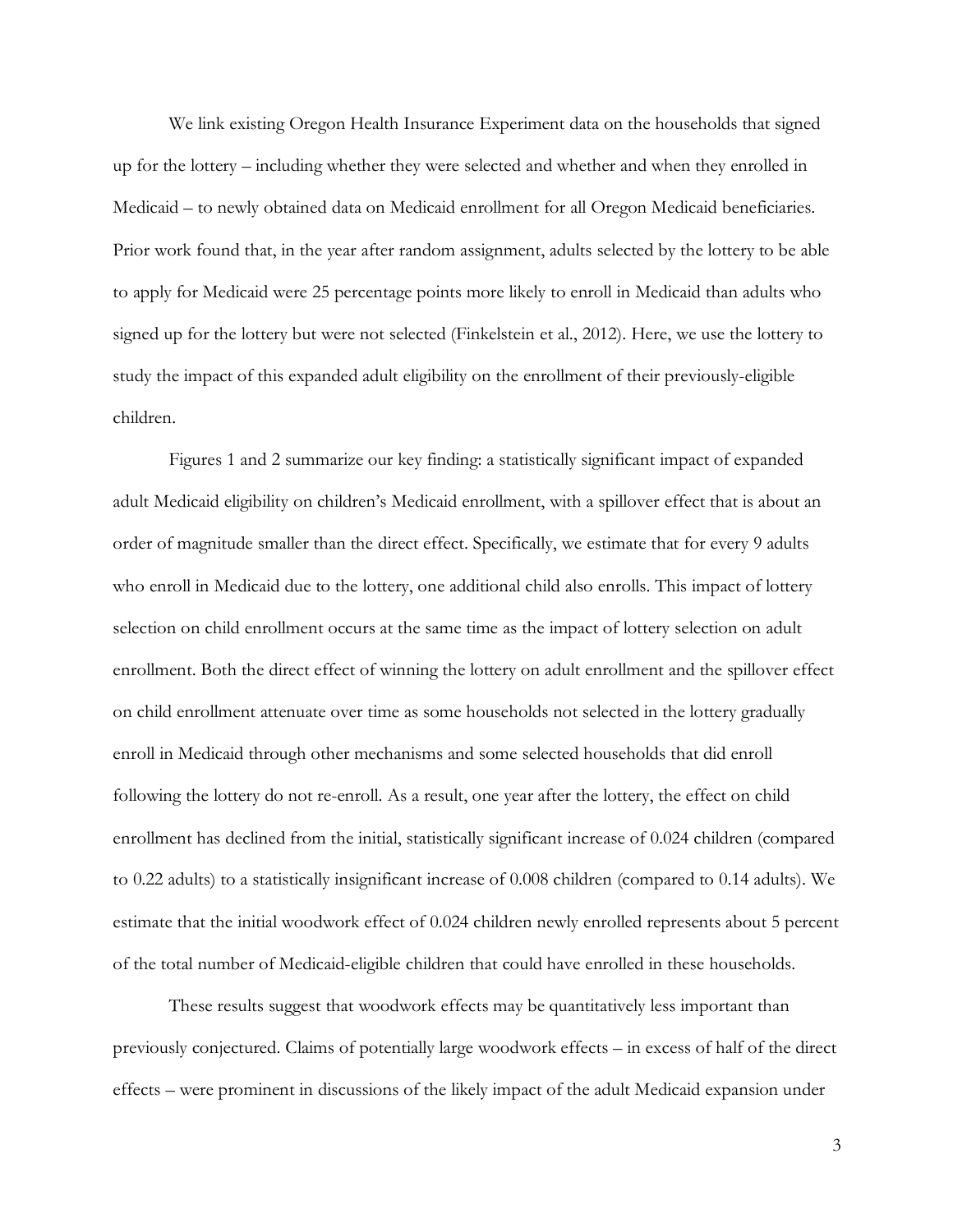We link existing Oregon Health Insurance Experiment data on the households that signed up for the lottery – including whether they were selected and whether and when they enrolled in Medicaid – to newly obtained data on Medicaid enrollment for all Oregon Medicaid beneficiaries. Prior work found that, in the year after random assignment, adults selected by the lottery to be able to apply for Medicaid were 25 percentage points more likely to enroll in Medicaid than adults who signed up for the lottery but were not selected (Finkelstein et al., 2012). Here, we use the lottery to study the impact of this expanded adult eligibility on the enrollment of their previously-eligible children.

Figures 1 and 2 summarize our key finding: a statistically significant impact of expanded adult Medicaid eligibility on children's Medicaid enrollment, with a spillover effect that is about an order of magnitude smaller than the direct effect. Specifically, we estimate that for every 9 adults who enroll in Medicaid due to the lottery, one additional child also enrolls. This impact of lottery selection on child enrollment occurs at the same time as the impact of lottery selection on adult enrollment. Both the direct effect of winning the lottery on adult enrollment and the spillover effect on child enrollment attenuate over time as some households not selected in the lottery gradually enroll in Medicaid through other mechanisms and some selected households that did enroll following the lottery do not re-enroll. As a result, one year after the lottery, the effect on child enrollment has declined from the initial, statistically significant increase of 0.024 children (compared to 0.22 adults) to a statistically insignificant increase of 0.008 children (compared to 0.14 adults). We estimate that the initial woodwork effect of 0.024 children newly enrolled represents about 5 percent of the total number of Medicaid-eligible children that could have enrolled in these households.

These results suggest that woodwork effects may be quantitatively less important than previously conjectured. Claims of potentially large woodwork effects – in excess of half of the direct effects – were prominent in discussions of the likely impact of the adult Medicaid expansion under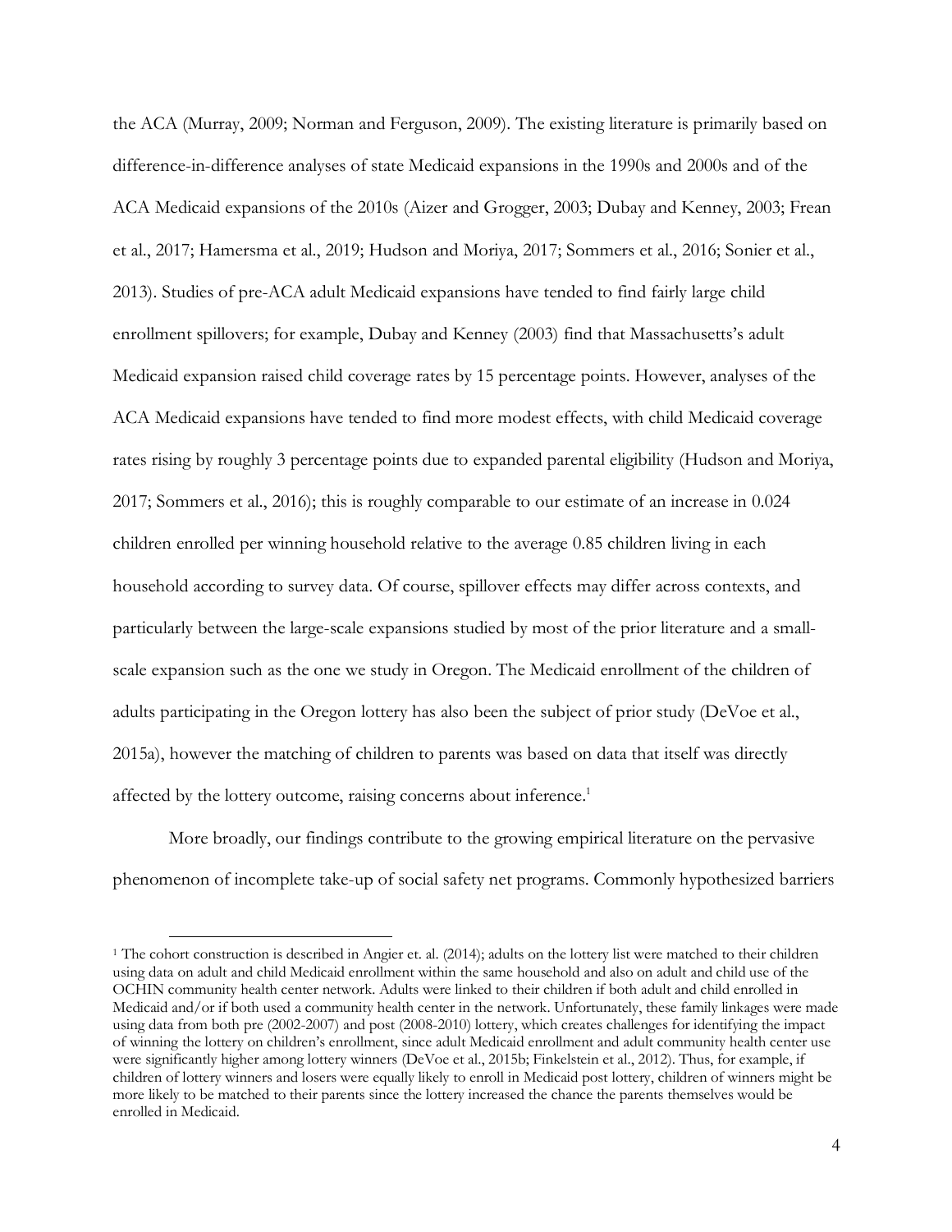the ACA (Murray, 2009; Norman and Ferguson, 2009). The existing literature is primarily based on difference-in-difference analyses of state Medicaid expansions in the 1990s and 2000s and of the ACA Medicaid expansions of the 2010s (Aizer and Grogger, 2003; Dubay and Kenney, 2003; Frean et al., 2017; Hamersma et al., 2019; Hudson and Moriya, 2017; Sommers et al., 2016; Sonier et al., 2013). Studies of pre-ACA adult Medicaid expansions have tended to find fairly large child enrollment spillovers; for example, Dubay and Kenney (2003) find that Massachusetts's adult Medicaid expansion raised child coverage rates by 15 percentage points. However, analyses of the ACA Medicaid expansions have tended to find more modest effects, with child Medicaid coverage rates rising by roughly 3 percentage points due to expanded parental eligibility (Hudson and Moriya, 2017; Sommers et al., 2016); this is roughly comparable to our estimate of an increase in 0.024 children enrolled per winning household relative to the average 0.85 children living in each household according to survey data. Of course, spillover effects may differ across contexts, and particularly between the large-scale expansions studied by most of the prior literature and a small-scale expansion such as the one we study in Oregon. The Medicaid enrollment of the children of adults participating in the Oregon lottery has also been the subject of prior study (DeVoe et al., 2015a), however the matching of children to parents was based on data that itself was directly affected by the lottery outcome, raising concerns about inference.[1]

More broadly, our findings contribute to the growing empirical literature on the pervasive phenomenon of incomplete take-up of social safety net programs. Commonly hypothesized barriers

[1] The cohort construction is described in Angier et. al. (2014); adults on the lottery list were matched to their children using data on adult and child Medicaid enrollment within the same household and also on adult and child use of the OCHIN community health center network. Adults were linked to their children if both adult and child enrolled in Medicaid and/or if both used a community health center in the network. Unfortunately, these family linkages were made using data from both pre (2002-2007) and post (2008-2010) lottery, which creates challenges for identifying the impact of winning the lottery on children's enrollment, since adult Medicaid enrollment and adult community health center use were significantly higher among lottery winners (DeVoe et al., 2015b; Finkelstein et al., 2012). Thus, for example, if children of lottery winners and losers were equally likely to enroll in Medicaid post lottery, children of winners might be more likely to be matched to their parents since the lottery increased the chance the parents themselves would be enrolled in Medicaid.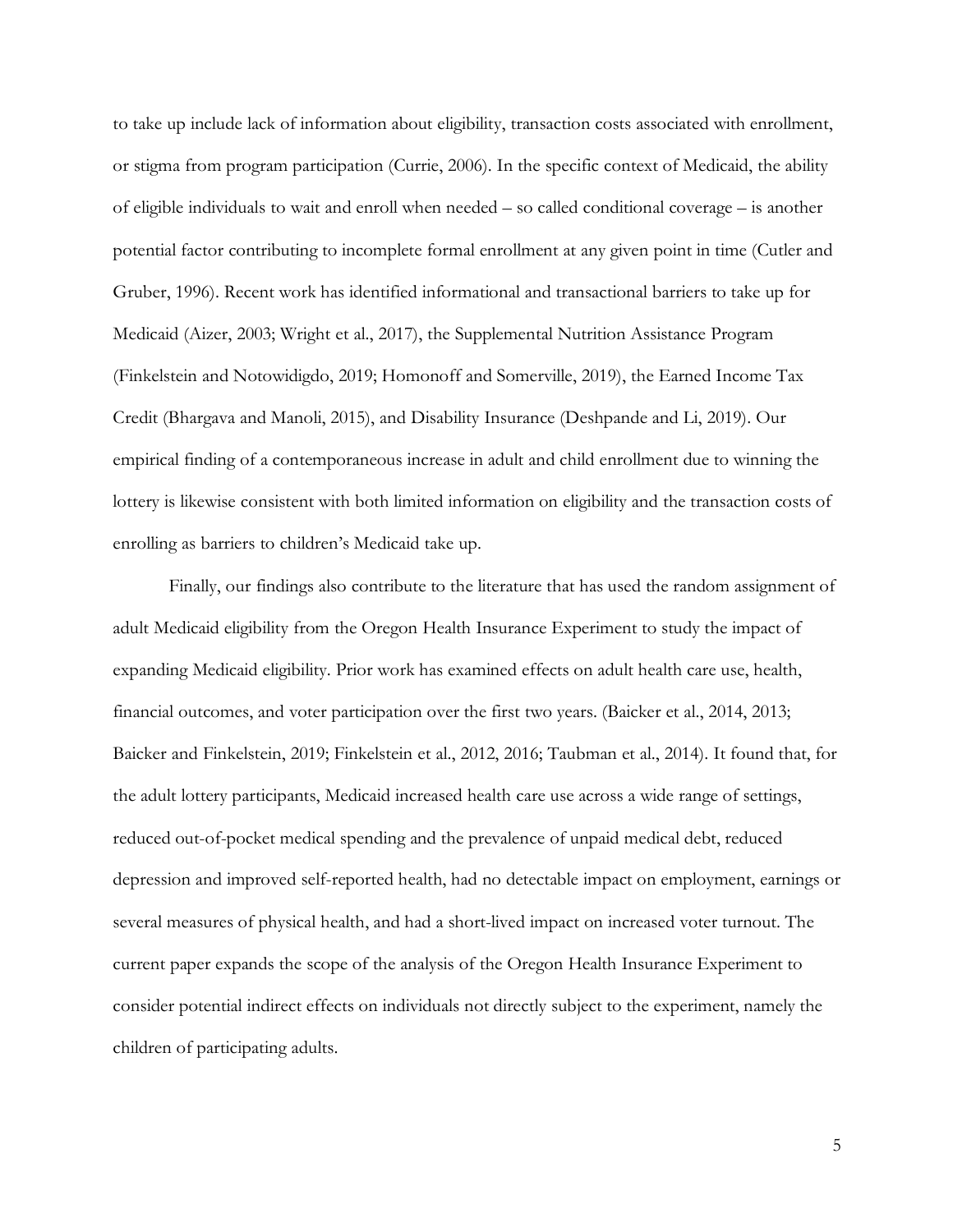to take up include lack of information about eligibility, transaction costs associated with enrollment, or stigma from program participation (Currie, 2006). In the specific context of Medicaid, the ability of eligible individuals to wait and enroll when needed – so called conditional coverage – is another potential factor contributing to incomplete formal enrollment at any given point in time (Cutler and Gruber, 1996). Recent work has identified informational and transactional barriers to take up for Medicaid (Aizer, 2003; Wright et al., 2017), the Supplemental Nutrition Assistance Program (Finkelstein and Notowidigdo, 2019; Homonoff and Somerville, 2019), the Earned Income Tax Credit (Bhargava and Manoli, 2015), and Disability Insurance (Deshpande and Li, 2019). Our empirical finding of a contemporaneous increase in adult and child enrollment due to winning the lottery is likewise consistent with both limited information on eligibility and the transaction costs of enrolling as barriers to children's Medicaid take up.

Finally, our findings also contribute to the literature that has used the random assignment of adult Medicaid eligibility from the Oregon Health Insurance Experiment to study the impact of expanding Medicaid eligibility. Prior work has examined effects on adult health care use, health, financial outcomes, and voter participation over the first two years. (Baicker et al., 2014, 2013; Baicker and Finkelstein, 2019; Finkelstein et al., 2012, 2016; Taubman et al., 2014). It found that, for the adult lottery participants, Medicaid increased health care use across a wide range of settings, reduced out-of-pocket medical spending and the prevalence of unpaid medical debt, reduced depression and improved self-reported health, had no detectable impact on employment, earnings or several measures of physical health, and had a short-lived impact on increased voter turnout. The current paper expands the scope of the analysis of the Oregon Health Insurance Experiment to consider potential indirect effects on individuals not directly subject to the experiment, namely the children of participating adults.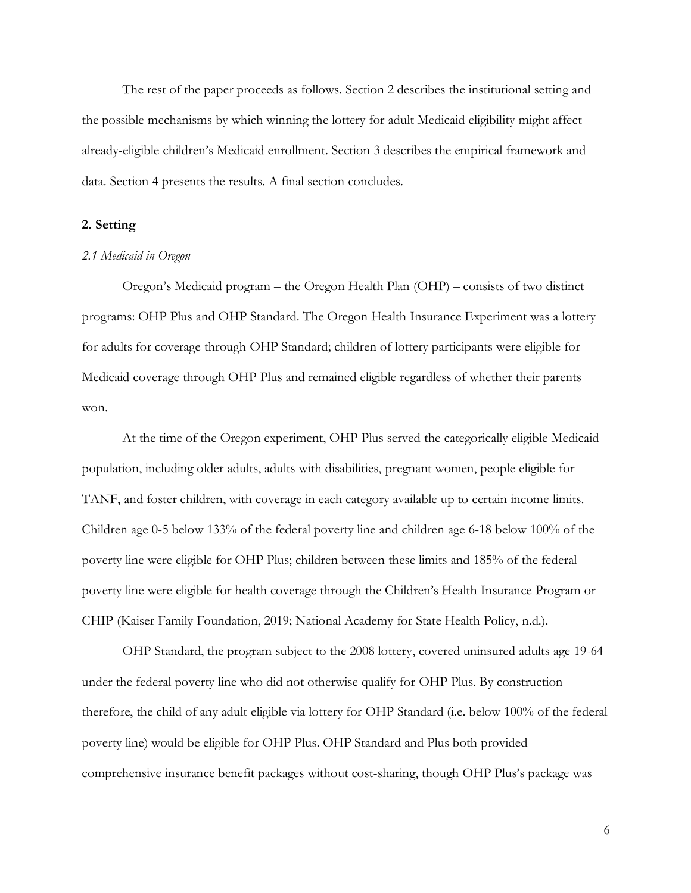The rest of the paper proceeds as follows. Section 2 describes the institutional setting and the possible mechanisms by which winning the lottery for adult Medicaid eligibility might affect already-eligible children's Medicaid enrollment. Section 3 describes the empirical framework and data. Section 4 presents the results. A final section concludes.

## 2. Setting

### *2.1 Medicaid in Oregon*

Oregon's Medicaid program – the Oregon Health Plan (OHP) – consists of two distinct programs: OHP Plus and OHP Standard. The Oregon Health Insurance Experiment was a lottery for adults for coverage through OHP Standard; children of lottery participants were eligible for Medicaid coverage through OHP Plus and remained eligible regardless of whether their parents won.

At the time of the Oregon experiment, OHP Plus served the categorically eligible Medicaid population, including older adults, adults with disabilities, pregnant women, people eligible for TANF, and foster children, with coverage in each category available up to certain income limits. Children age 0-5 below 133% of the federal poverty line and children age 6-18 below 100% of the poverty line were eligible for OHP Plus; children between these limits and 185% of the federal poverty line were eligible for health coverage through the Children's Health Insurance Program or CHIP (Kaiser Family Foundation, 2019; National Academy for State Health Policy, n.d.).

OHP Standard, the program subject to the 2008 lottery, covered uninsured adults age 19-64 under the federal poverty line who did not otherwise qualify for OHP Plus. By construction therefore, the child of any adult eligible via lottery for OHP Standard (i.e. below 100% of the federal poverty line) would be eligible for OHP Plus. OHP Standard and Plus both provided comprehensive insurance benefit packages without cost-sharing, though OHP Plus's package was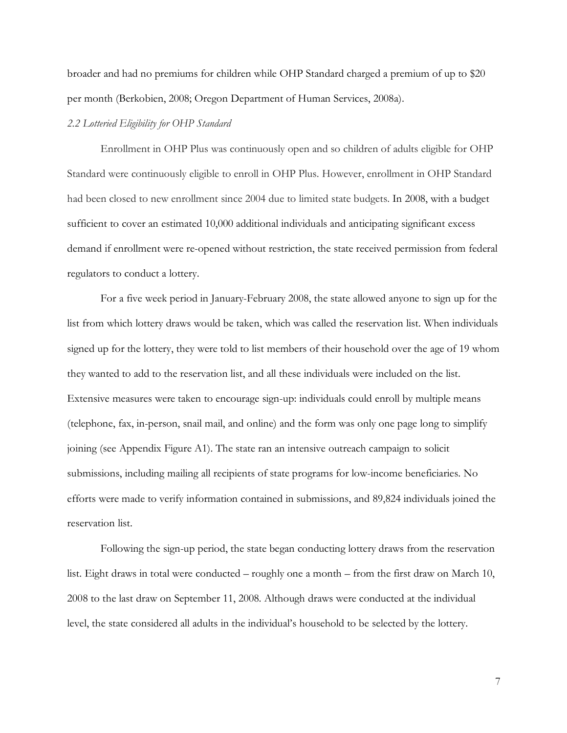broader and had no premiums for children while OHP Standard charged a premium of up to $20 per month (Berkobien, 2008; Oregon Department of Human Services, 2008a).

### *2.2 Lotteried Eligibility for OHP Standard*

Enrollment in OHP Plus was continuously open and so children of adults eligible for OHP Standard were continuously eligible to enroll in OHP Plus. However, enrollment in OHP Standard had been closed to new enrollment since 2004 due to limited state budgets. In 2008, with a budget sufficient to cover an estimated 10,000 additional individuals and anticipating significant excess demand if enrollment were re-opened without restriction, the state received permission from federal regulators to conduct a lottery.

For a five week period in January-February 2008, the state allowed anyone to sign up for the list from which lottery draws would be taken, which was called the reservation list. When individuals signed up for the lottery, they were told to list members of their household over the age of 19 whom they wanted to add to the reservation list, and all these individuals were included on the list. Extensive measures were taken to encourage sign-up: individuals could enroll by multiple means (telephone, fax, in-person, snail mail, and online) and the form was only one page long to simplify joining (see Appendix Figure A1). The state ran an intensive outreach campaign to solicit submissions, including mailing all recipients of state programs for low-income beneficiaries. No efforts were made to verify information contained in submissions, and 89,824 individuals joined the reservation list.

Following the sign-up period, the state began conducting lottery draws from the reservation list. Eight draws in total were conducted – roughly one a month – from the first draw on March 10, 2008 to the last draw on September 11, 2008. Although draws were conducted at the individual level, the state considered all adults in the individual's household to be selected by the lottery.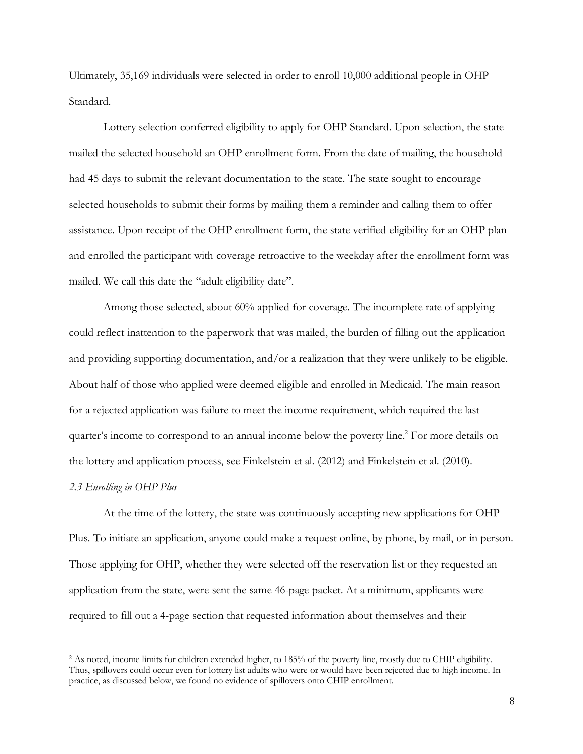Ultimately, 35,169 individuals were selected in order to enroll 10,000 additional people in OHP Standard.

Lottery selection conferred eligibility to apply for OHP Standard. Upon selection, the state mailed the selected household an OHP enrollment form. From the date of mailing, the household had 45 days to submit the relevant documentation to the state. The state sought to encourage selected households to submit their forms by mailing them a reminder and calling them to offer assistance. Upon receipt of the OHP enrollment form, the state verified eligibility for an OHP plan and enrolled the participant with coverage retroactive to the weekday after the enrollment form was mailed. We call this date the "adult eligibility date".

Among those selected, about 60% applied for coverage. The incomplete rate of applying could reflect inattention to the paperwork that was mailed, the burden of filling out the application and providing supporting documentation, and/or a realization that they were unlikely to be eligible. About half of those who applied were deemed eligible and enrolled in Medicaid. The main reason for a rejected application was failure to meet the income requirement, which required the last quarter's income to correspond to an annual income below the poverty line.[2] For more details on the lottery and application process, see Finkelstein et al. (2012) and Finkelstein et al. (2010).

*2.3 Enrolling in OHP Plus*

At the time of the lottery, the state was continuously accepting new applications for OHP Plus. To initiate an application, anyone could make a request online, by phone, by mail, or in person. Those applying for OHP, whether they were selected off the reservation list or they requested an application from the state, were sent the same 46-page packet. At a minimum, applicants were required to fill out a 4-page section that requested information about themselves and their

[2] As noted, income limits for children extended higher, to 185% of the poverty line, mostly due to CHIP eligibility. Thus, spillovers could occur even for lottery list adults who were or would have been rejected due to high income. In practice, as discussed below, we found no evidence of spillovers onto CHIP enrollment.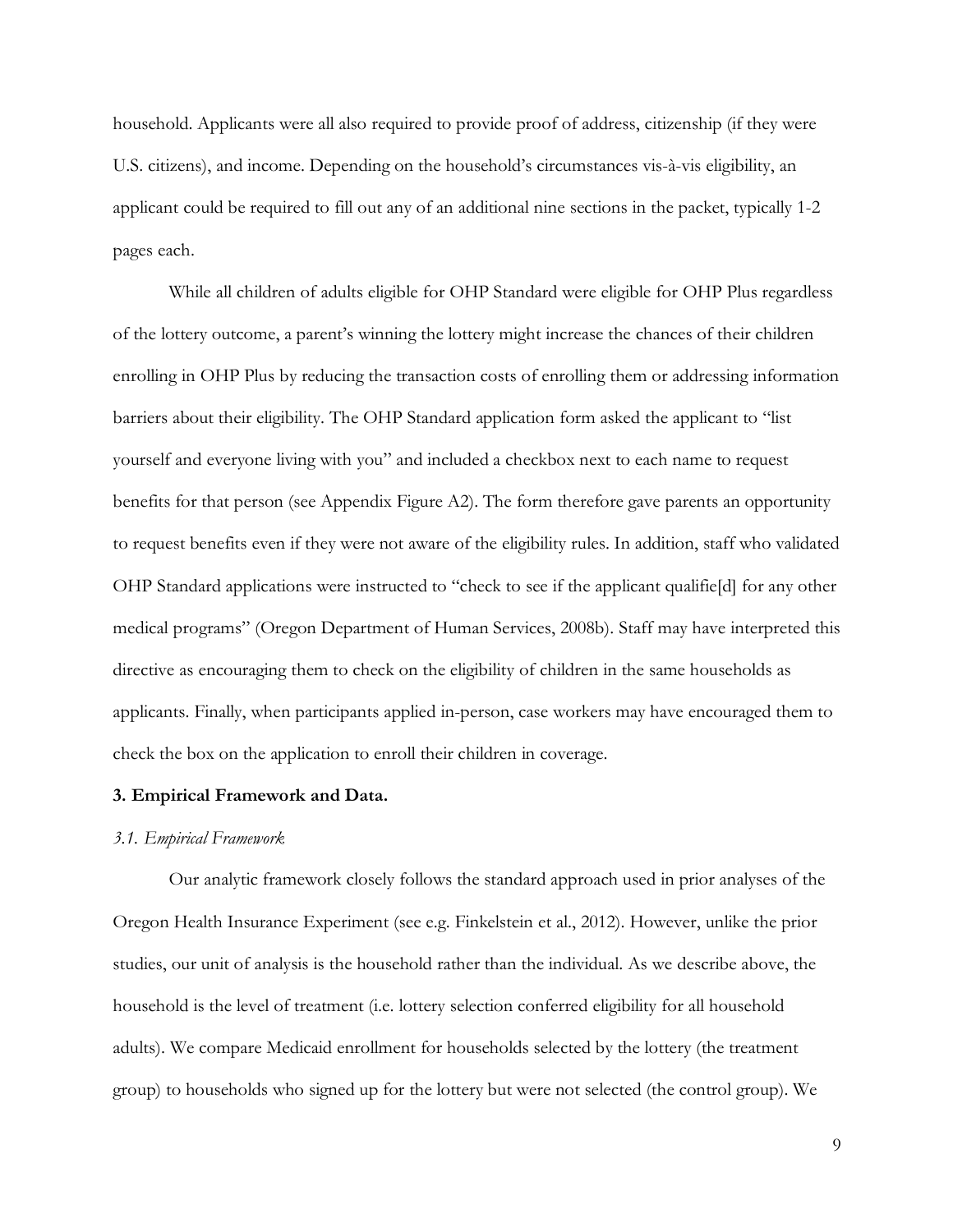household. Applicants were all also required to provide proof of address, citizenship (if they were U.S. citizens), and income. Depending on the household's circumstances vis-à-vis eligibility, an applicant could be required to fill out any of an additional nine sections in the packet, typically 1-2 pages each.

While all children of adults eligible for OHP Standard were eligible for OHP Plus regardless of the lottery outcome, a parent's winning the lottery might increase the chances of their children enrolling in OHP Plus by reducing the transaction costs of enrolling them or addressing information barriers about their eligibility. The OHP Standard application form asked the applicant to "list yourself and everyone living with you" and included a checkbox next to each name to request benefits for that person (see Appendix Figure A2). The form therefore gave parents an opportunity to request benefits even if they were not aware of the eligibility rules. In addition, staff who validated OHP Standard applications were instructed to "check to see if the applicant qualifie[d] for any other medical programs" (Oregon Department of Human Services, 2008b). Staff may have interpreted this directive as encouraging them to check on the eligibility of children in the same households as applicants. Finally, when participants applied in-person, case workers may have encouraged them to check the box on the application to enroll their children in coverage.

## 3. Empirical Framework and Data.

### *3.1. Empirical Framework*

Our analytic framework closely follows the standard approach used in prior analyses of the Oregon Health Insurance Experiment (see e.g. Finkelstein et al., 2012). However, unlike the prior studies, our unit of analysis is the household rather than the individual. As we describe above, the household is the level of treatment (i.e. lottery selection conferred eligibility for all household adults). We compare Medicaid enrollment for households selected by the lottery (the treatment group) to households who signed up for the lottery but were not selected (the control group). We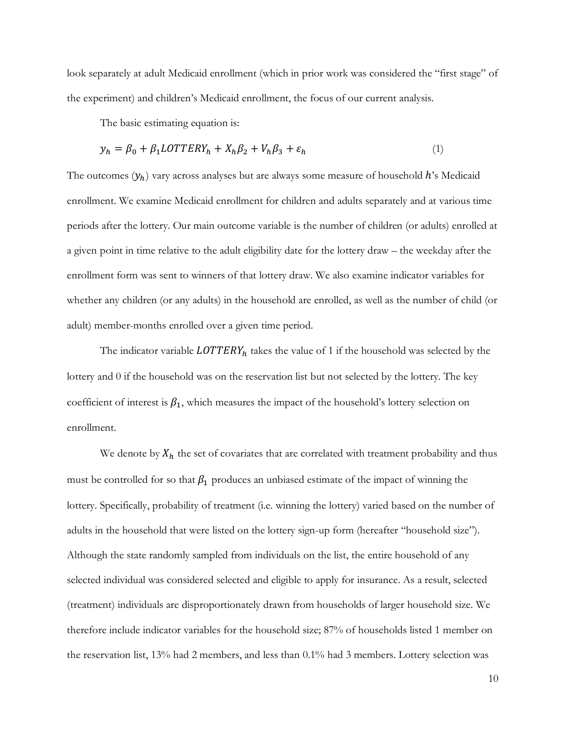look separately at adult Medicaid enrollment (which in prior work was considered the "first stage" of the experiment) and children's Medicaid enrollment, the focus of our current analysis.

The basic estimating equation is:

$$y_h = \beta_0 + \beta_1 LOTTERY_h + X_h\beta_2 + V_h\beta_3 + \varepsilon_h \tag{1}$$

The outcomes ($y_h$) vary across analyses but are always some measure of household $h$'s Medicaid enrollment. We examine Medicaid enrollment for children and adults separately and at various time periods after the lottery. Our main outcome variable is the number of children (or adults) enrolled at a given point in time relative to the adult eligibility date for the lottery draw – the weekday after the enrollment form was sent to winners of that lottery draw. We also examine indicator variables for whether any children (or any adults) in the household are enrolled, as well as the number of child (or adult) member-months enrolled over a given time period.

The indicator variable $LOTTERY_h$ takes the value of 1 if the household was selected by the lottery and 0 if the household was on the reservation list but not selected by the lottery. The key coefficient of interest is $\beta_1$, which measures the impact of the household's lottery selection on enrollment.

We denote by $X_h$ the set of covariates that are correlated with treatment probability and thus must be controlled for so that $\beta_1$ produces an unbiased estimate of the impact of winning the lottery. Specifically, probability of treatment (i.e. winning the lottery) varied based on the number of adults in the household that were listed on the lottery sign-up form (hereafter "household size"). Although the state randomly sampled from individuals on the list, the entire household of any selected individual was considered selected and eligible to apply for insurance. As a result, selected (treatment) individuals are disproportionately drawn from households of larger household size. We therefore include indicator variables for the household size; 87% of households listed 1 member on the reservation list, 13% had 2 members, and less than 0.1% had 3 members. Lottery selection was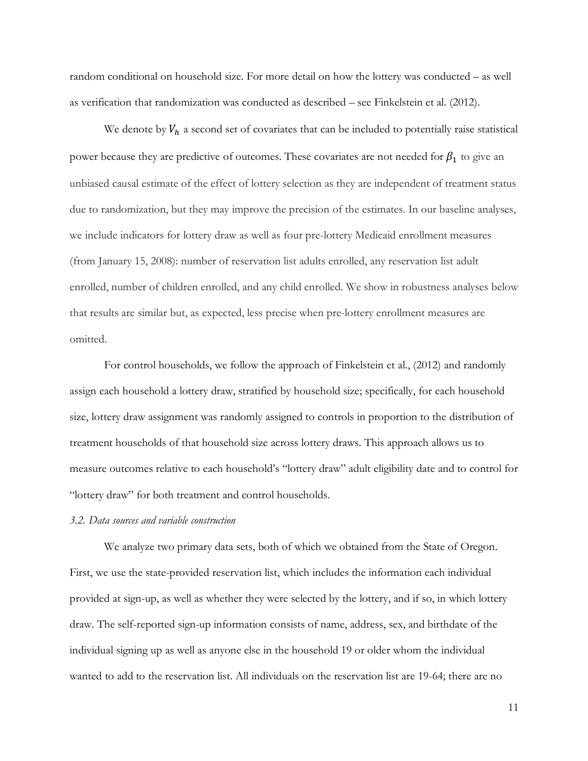random conditional on household size. For more detail on how the lottery was conducted – as well as verification that randomization was conducted as described – see Finkelstein et al. (2012).

We denote by $V_h$ a second set of covariates that can be included to potentially raise statistical power because they are predictive of outcomes. These covariates are not needed for $\beta_1$ to give an unbiased causal estimate of the effect of lottery selection as they are independent of treatment status due to randomization, but they may improve the precision of the estimates. In our baseline analyses, we include indicators for lottery draw as well as four pre-lottery Medicaid enrollment measures (from January 15, 2008): number of reservation list adults enrolled, any reservation list adult enrolled, number of children enrolled, and any child enrolled. We show in robustness analyses below that results are similar but, as expected, less precise when pre-lottery enrollment measures are omitted.

For control households, we follow the approach of Finkelstein et al., (2012) and randomly assign each household a lottery draw, stratified by household size; specifically, for each household size, lottery draw assignment was randomly assigned to controls in proportion to the distribution of treatment households of that household size across lottery draws. This approach allows us to measure outcomes relative to each household's "lottery draw" adult eligibility date and to control for "lottery draw" for both treatment and control households.

### *3.2. Data sources and variable construction*

We analyze two primary data sets, both of which we obtained from the State of Oregon. First, we use the state-provided reservation list, which includes the information each individual provided at sign-up, as well as whether they were selected by the lottery, and if so, in which lottery draw. The self-reported sign-up information consists of name, address, sex, and birthdate of the individual signing up as well as anyone else in the household 19 or older whom the individual wanted to add to the reservation list. All individuals on the reservation list are 19-64; there are no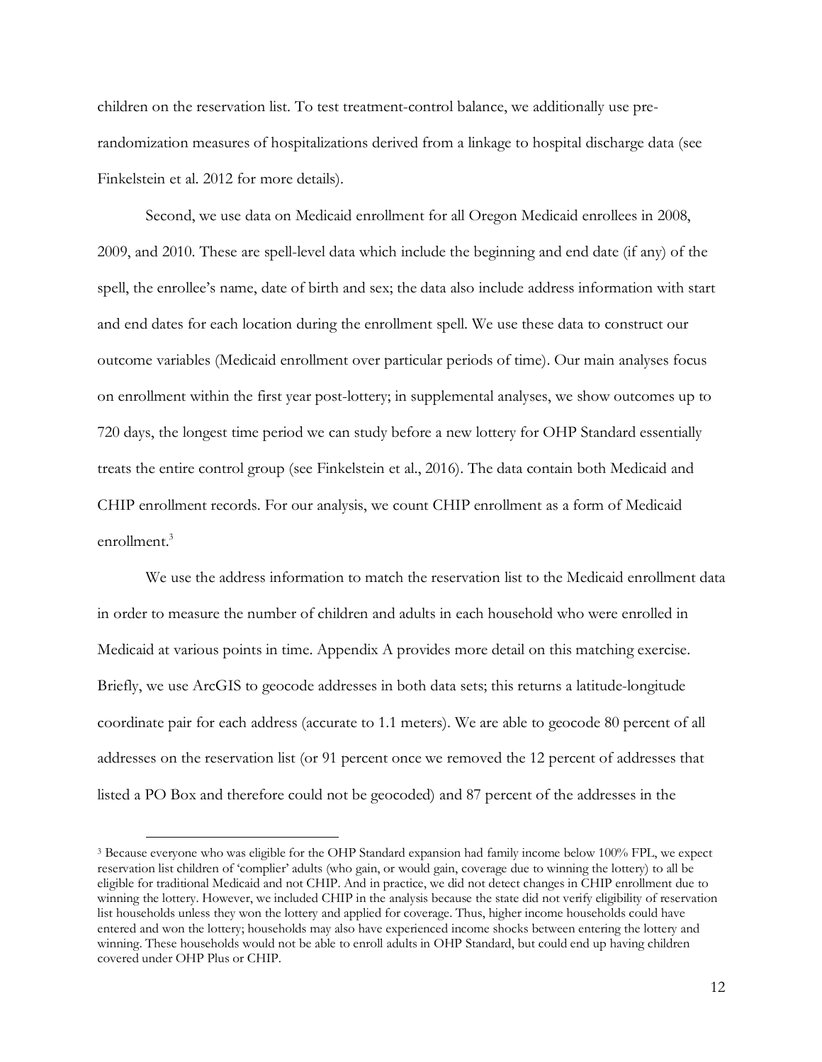children on the reservation list. To test treatment-control balance, we additionally use pre-randomization measures of hospitalizations derived from a linkage to hospital discharge data (see Finkelstein et al. 2012 for more details).

Second, we use data on Medicaid enrollment for all Oregon Medicaid enrollees in 2008, 2009, and 2010. These are spell-level data which include the beginning and end date (if any) of the spell, the enrollee's name, date of birth and sex; the data also include address information with start and end dates for each location during the enrollment spell. We use these data to construct our outcome variables (Medicaid enrollment over particular periods of time). Our main analyses focus on enrollment within the first year post-lottery; in supplemental analyses, we show outcomes up to 720 days, the longest time period we can study before a new lottery for OHP Standard essentially treats the entire control group (see Finkelstein et al., 2016). The data contain both Medicaid and CHIP enrollment records. For our analysis, we count CHIP enrollment as a form of Medicaid enrollment.[3]

We use the address information to match the reservation list to the Medicaid enrollment data in order to measure the number of children and adults in each household who were enrolled in Medicaid at various points in time. Appendix A provides more detail on this matching exercise. Briefly, we use ArcGIS to geocode addresses in both data sets; this returns a latitude-longitude coordinate pair for each address (accurate to 1.1 meters). We are able to geocode 80 percent of all addresses on the reservation list (or 91 percent once we removed the 12 percent of addresses that listed a PO Box and therefore could not be geocoded) and 87 percent of the addresses in the

[3] Because everyone who was eligible for the OHP Standard expansion had family income below 100% FPL, we expect reservation list children of 'complier' adults (who gain, or would gain, coverage due to winning the lottery) to all be eligible for traditional Medicaid and not CHIP. And in practice, we did not detect changes in CHIP enrollment due to winning the lottery. However, we included CHIP in the analysis because the state did not verify eligibility of reservation list households unless they won the lottery and applied for coverage. Thus, higher income households could have entered and won the lottery; households may also have experienced income shocks between entering the lottery and winning. These households would not be able to enroll adults in OHP Standard, but could end up having children covered under OHP Plus or CHIP.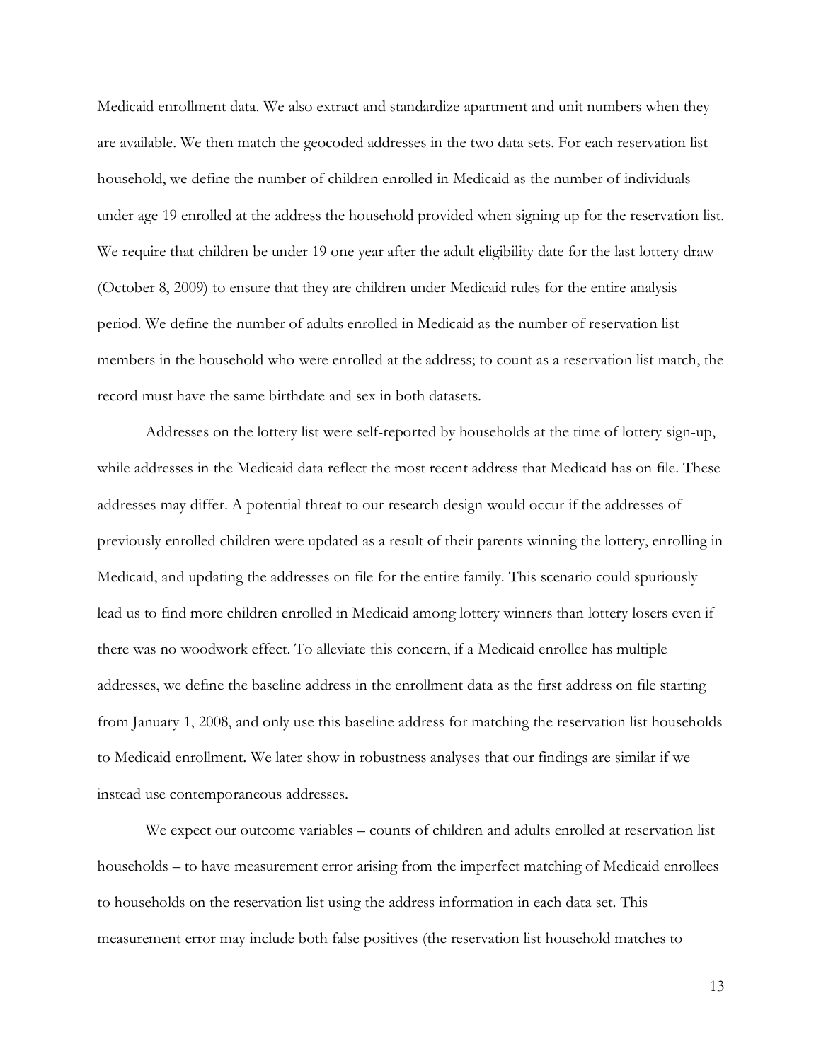Medicaid enrollment data. We also extract and standardize apartment and unit numbers when they are available. We then match the geocoded addresses in the two data sets. For each reservation list household, we define the number of children enrolled in Medicaid as the number of individuals under age 19 enrolled at the address the household provided when signing up for the reservation list. We require that children be under 19 one year after the adult eligibility date for the last lottery draw (October 8, 2009) to ensure that they are children under Medicaid rules for the entire analysis period. We define the number of adults enrolled in Medicaid as the number of reservation list members in the household who were enrolled at the address; to count as a reservation list match, the record must have the same birthdate and sex in both datasets.

Addresses on the lottery list were self-reported by households at the time of lottery sign-up, while addresses in the Medicaid data reflect the most recent address that Medicaid has on file. These addresses may differ. A potential threat to our research design would occur if the addresses of previously enrolled children were updated as a result of their parents winning the lottery, enrolling in Medicaid, and updating the addresses on file for the entire family. This scenario could spuriously lead us to find more children enrolled in Medicaid among lottery winners than lottery losers even if there was no woodwork effect. To alleviate this concern, if a Medicaid enrollee has multiple addresses, we define the baseline address in the enrollment data as the first address on file starting from January 1, 2008, and only use this baseline address for matching the reservation list households to Medicaid enrollment. We later show in robustness analyses that our findings are similar if we instead use contemporaneous addresses.

We expect our outcome variables – counts of children and adults enrolled at reservation list households – to have measurement error arising from the imperfect matching of Medicaid enrollees to households on the reservation list using the address information in each data set. This measurement error may include both false positives (the reservation list household matches to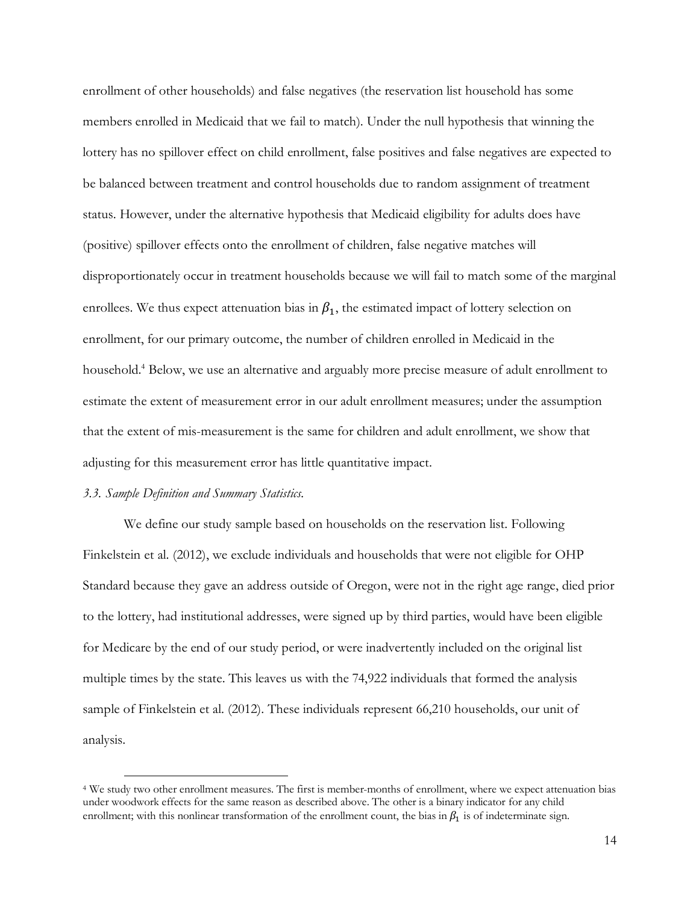enrollment of other households) and false negatives (the reservation list household has some members enrolled in Medicaid that we fail to match). Under the null hypothesis that winning the lottery has no spillover effect on child enrollment, false positives and false negatives are expected to be balanced between treatment and control households due to random assignment of treatment status. However, under the alternative hypothesis that Medicaid eligibility for adults does have (positive) spillover effects onto the enrollment of children, false negative matches will disproportionately occur in treatment households because we will fail to match some of the marginal enrollees. We thus expect attenuation bias in $\beta_1$, the estimated impact of lottery selection on enrollment, for our primary outcome, the number of children enrolled in Medicaid in the household.[4] Below, we use an alternative and arguably more precise measure of adult enrollment to estimate the extent of measurement error in our adult enrollment measures; under the assumption that the extent of mis-measurement is the same for children and adult enrollment, we show that adjusting for this measurement error has little quantitative impact.

*3.3. Sample Definition and Summary Statistics.*

We define our study sample based on households on the reservation list. Following Finkelstein et al. (2012), we exclude individuals and households that were not eligible for OHP Standard because they gave an address outside of Oregon, were not in the right age range, died prior to the lottery, had institutional addresses, were signed up by third parties, would have been eligible for Medicare by the end of our study period, or were inadvertently included on the original list multiple times by the state. This leaves us with the 74,922 individuals that formed the analysis sample of Finkelstein et al. (2012). These individuals represent 66,210 households, our unit of analysis.

[4] We study two other enrollment measures. The first is member-months of enrollment, where we expect attenuation bias under woodwork effects for the same reason as described above. The other is a binary indicator for any child enrollment; with this nonlinear transformation of the enrollment count, the bias in $\beta_1$ is of indeterminate sign.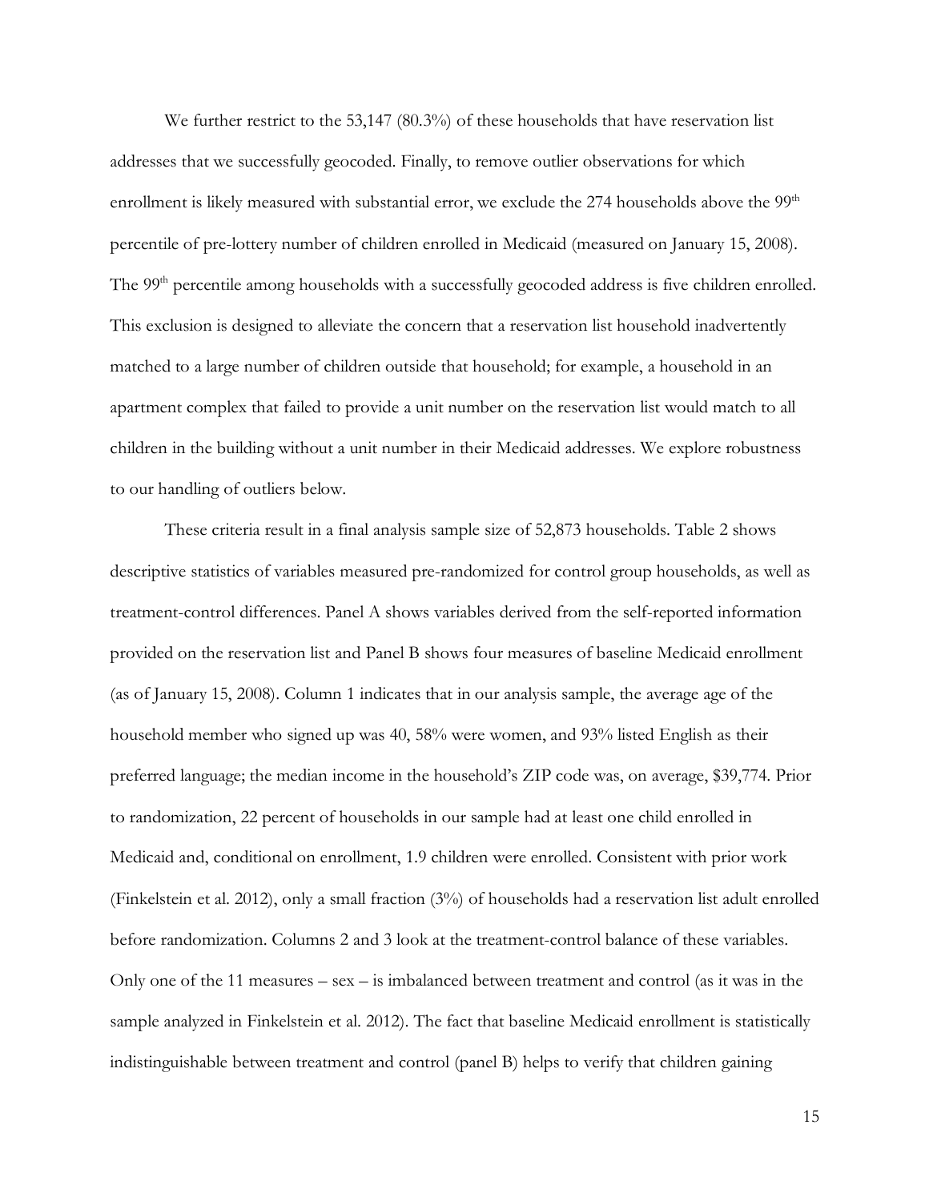We further restrict to the 53,147 (80.3%) of these households that have reservation list addresses that we successfully geocoded. Finally, to remove outlier observations for which enrollment is likely measured with substantial error, we exclude the 274 households above the 99$^{th}$ percentile of pre-lottery number of children enrolled in Medicaid (measured on January 15, 2008). The 99$^{th}$ percentile among households with a successfully geocoded address is five children enrolled. This exclusion is designed to alleviate the concern that a reservation list household inadvertently matched to a large number of children outside that household; for example, a household in an apartment complex that failed to provide a unit number on the reservation list would match to all children in the building without a unit number in their Medicaid addresses. We explore robustness to our handling of outliers below.

These criteria result in a final analysis sample size of 52,873 households. Table 2 shows descriptive statistics of variables measured pre-randomized for control group households, as well as treatment-control differences. Panel A shows variables derived from the self-reported information provided on the reservation list and Panel B shows four measures of baseline Medicaid enrollment (as of January 15, 2008). Column 1 indicates that in our analysis sample, the average age of the household member who signed up was 40, 58% were women, and 93% listed English as their preferred language; the median income in the household's ZIP code was, on average, $39,774. Prior to randomization, 22 percent of households in our sample had at least one child enrolled in Medicaid and, conditional on enrollment, 1.9 children were enrolled. Consistent with prior work (Finkelstein et al. 2012), only a small fraction (3%) of households had a reservation list adult enrolled before randomization. Columns 2 and 3 look at the treatment-control balance of these variables. Only one of the 11 measures – sex – is imbalanced between treatment and control (as it was in the sample analyzed in Finkelstein et al. 2012). The fact that baseline Medicaid enrollment is statistically indistinguishable between treatment and control (panel B) helps to verify that children gaining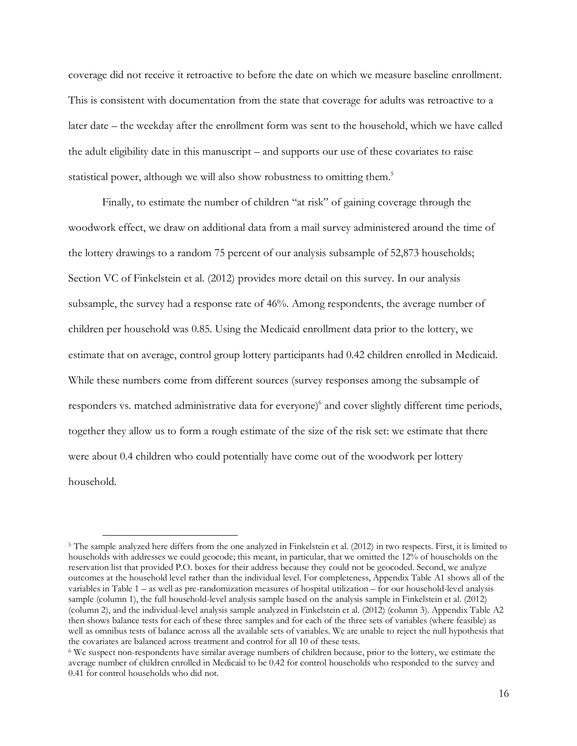coverage did not receive it retroactive to before the date on which we measure baseline enrollment. This is consistent with documentation from the state that coverage for adults was retroactive to a later date – the weekday after the enrollment form was sent to the household, which we have called the adult eligibility date in this manuscript – and supports our use of these covariates to raise statistical power, although we will also show robustness to omitting them.[5]

Finally, to estimate the number of children "at risk" of gaining coverage through the woodwork effect, we draw on additional data from a mail survey administered around the time of the lottery drawings to a random 75 percent of our analysis subsample of 52,873 households; Section VC of Finkelstein et al. (2012) provides more detail on this survey. In our analysis subsample, the survey had a response rate of 46%. Among respondents, the average number of children per household was 0.85. Using the Medicaid enrollment data prior to the lottery, we estimate that on average, control group lottery participants had 0.42 children enrolled in Medicaid. While these numbers come from different sources (survey responses among the subsample of responders vs. matched administrative data for everyone)[6] and cover slightly different time periods, together they allow us to form a rough estimate of the size of the risk set: we estimate that there were about 0.4 children who could potentially have come out of the woodwork per lottery household.

---

[5] The sample analyzed here differs from the one analyzed in Finkelstein et al. (2012) in two respects. First, it is limited to households with addresses we could geocode; this meant, in particular, that we omitted the 12% of households on the reservation list that provided P.O. boxes for their address because they could not be geocoded. Second, we analyze outcomes at the household level rather than the individual level. For completeness, Appendix Table A1 shows all of the variables in Table 1 – as well as pre-randomization measures of hospital utilization – for our household-level analysis sample (column 1), the full household-level analysis sample based on the analysis sample in Finkelstein et al. (2012) (column 2), and the individual-level analysis sample analyzed in Finkelstein et al. (2012) (column 3). Appendix Table A2 then shows balance tests for each of these three samples and for each of the three sets of variables (where feasible) as well as omnibus tests of balance across all the available sets of variables. We are unable to reject the null hypothesis that the covariates are balanced across treatment and control for all 10 of these tests.

[6] We suspect non-respondents have similar average numbers of children because, prior to the lottery, we estimate the average number of children enrolled in Medicaid to be 0.42 for control households who responded to the survey and 0.41 for control households who did not.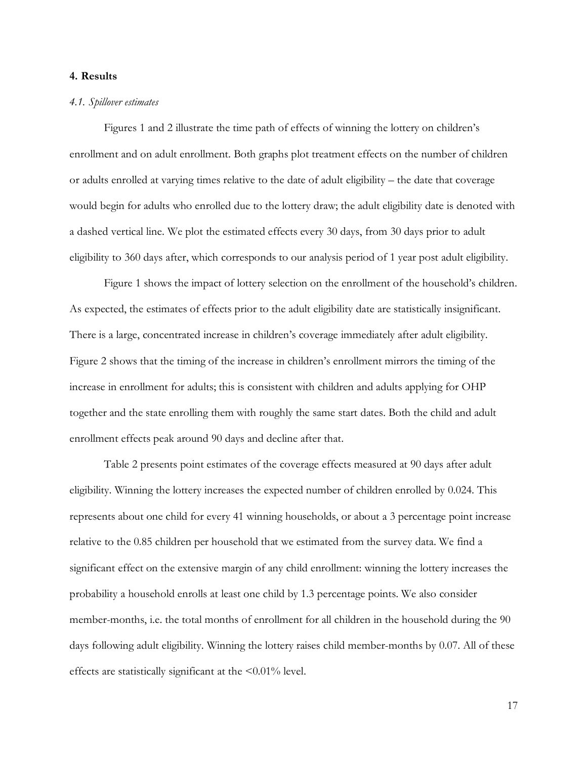## 4. Results

### *4.1. Spillover estimates*

Figures 1 and 2 illustrate the time path of effects of winning the lottery on children's enrollment and on adult enrollment. Both graphs plot treatment effects on the number of children or adults enrolled at varying times relative to the date of adult eligibility – the date that coverage would begin for adults who enrolled due to the lottery draw; the adult eligibility date is denoted with a dashed vertical line. We plot the estimated effects every 30 days, from 30 days prior to adult eligibility to 360 days after, which corresponds to our analysis period of 1 year post adult eligibility.

Figure 1 shows the impact of lottery selection on the enrollment of the household's children. As expected, the estimates of effects prior to the adult eligibility date are statistically insignificant. There is a large, concentrated increase in children's coverage immediately after adult eligibility. Figure 2 shows that the timing of the increase in children's enrollment mirrors the timing of the increase in enrollment for adults; this is consistent with children and adults applying for OHP together and the state enrolling them with roughly the same start dates. Both the child and adult enrollment effects peak around 90 days and decline after that.

Table 2 presents point estimates of the coverage effects measured at 90 days after adult eligibility. Winning the lottery increases the expected number of children enrolled by 0.024. This represents about one child for every 41 winning households, or about a 3 percentage point increase relative to the 0.85 children per household that we estimated from the survey data. We find a significant effect on the extensive margin of any child enrollment: winning the lottery increases the probability a household enrolls at least one child by 1.3 percentage points. We also consider member-months, i.e. the total months of enrollment for all children in the household during the 90 days following adult eligibility. Winning the lottery raises child member-months by 0.07. All of these effects are statistically significant at the <0.01% level.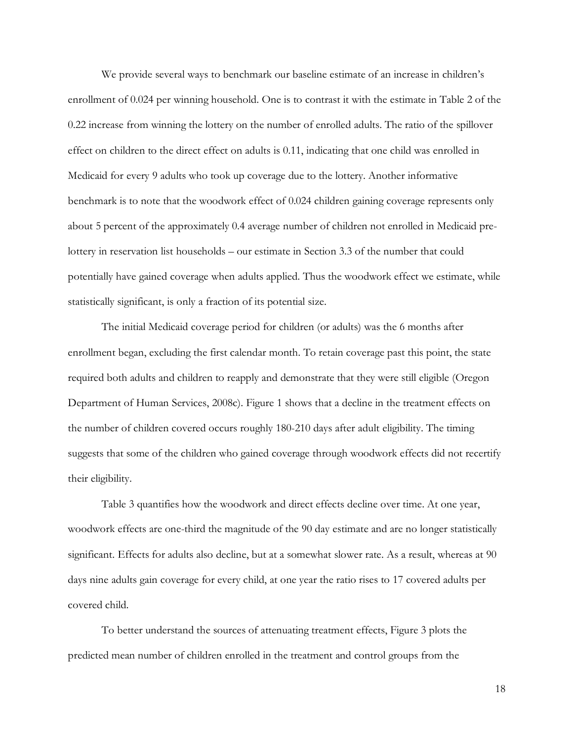We provide several ways to benchmark our baseline estimate of an increase in children's enrollment of 0.024 per winning household. One is to contrast it with the estimate in Table 2 of the 0.22 increase from winning the lottery on the number of enrolled adults. The ratio of the spillover effect on children to the direct effect on adults is 0.11, indicating that one child was enrolled in Medicaid for every 9 adults who took up coverage due to the lottery. Another informative benchmark is to note that the woodwork effect of 0.024 children gaining coverage represents only about 5 percent of the approximately 0.4 average number of children not enrolled in Medicaid pre-lottery in reservation list households – our estimate in Section 3.3 of the number that could potentially have gained coverage when adults applied. Thus the woodwork effect we estimate, while statistically significant, is only a fraction of its potential size.

The initial Medicaid coverage period for children (or adults) was the 6 months after enrollment began, excluding the first calendar month. To retain coverage past this point, the state required both adults and children to reapply and demonstrate that they were still eligible (Oregon Department of Human Services, 2008c). Figure 1 shows that a decline in the treatment effects on the number of children covered occurs roughly 180-210 days after adult eligibility. The timing suggests that some of the children who gained coverage through woodwork effects did not recertify their eligibility.

Table 3 quantifies how the woodwork and direct effects decline over time. At one year, woodwork effects are one-third the magnitude of the 90 day estimate and are no longer statistically significant. Effects for adults also decline, but at a somewhat slower rate. As a result, whereas at 90 days nine adults gain coverage for every child, at one year the ratio rises to 17 covered adults per covered child.

To better understand the sources of attenuating treatment effects, Figure 3 plots the predicted mean number of children enrolled in the treatment and control groups from the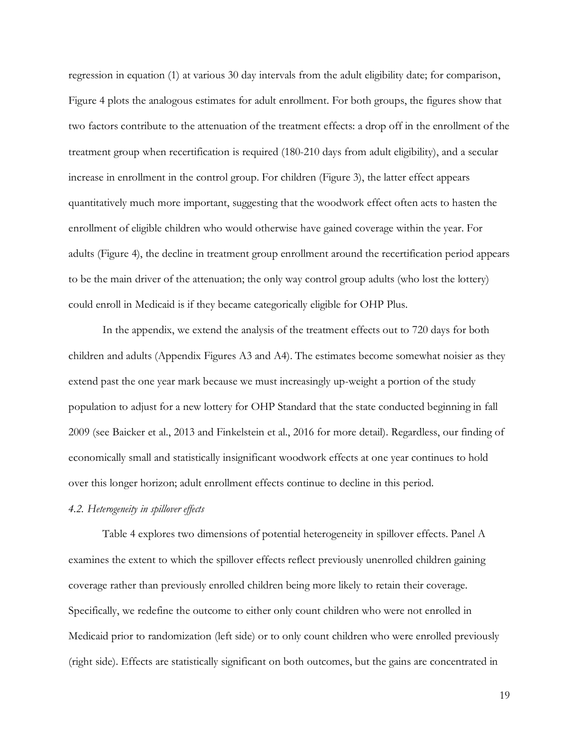regression in equation (1) at various 30 day intervals from the adult eligibility date; for comparison, Figure 4 plots the analogous estimates for adult enrollment. For both groups, the figures show that two factors contribute to the attenuation of the treatment effects: a drop off in the enrollment of the treatment group when recertification is required (180-210 days from adult eligibility), and a secular increase in enrollment in the control group. For children (Figure 3), the latter effect appears quantitatively much more important, suggesting that the woodwork effect often acts to hasten the enrollment of eligible children who would otherwise have gained coverage within the year. For adults (Figure 4), the decline in treatment group enrollment around the recertification period appears to be the main driver of the attenuation; the only way control group adults (who lost the lottery) could enroll in Medicaid is if they became categorically eligible for OHP Plus.

In the appendix, we extend the analysis of the treatment effects out to 720 days for both children and adults (Appendix Figures A3 and A4). The estimates become somewhat noisier as they extend past the one year mark because we must increasingly up-weight a portion of the study population to adjust for a new lottery for OHP Standard that the state conducted beginning in fall 2009 (see Baicker et al., 2013 and Finkelstein et al., 2016 for more detail). Regardless, our finding of economically small and statistically insignificant woodwork effects at one year continues to hold over this longer horizon; adult enrollment effects continue to decline in this period.

*4.2. Heterogeneity in spillover effects*

Table 4 explores two dimensions of potential heterogeneity in spillover effects. Panel A examines the extent to which the spillover effects reflect previously unenrolled children gaining coverage rather than previously enrolled children being more likely to retain their coverage. Specifically, we redefine the outcome to either only count children who were not enrolled in Medicaid prior to randomization (left side) or to only count children who were enrolled previously (right side). Effects are statistically significant on both outcomes, but the gains are concentrated in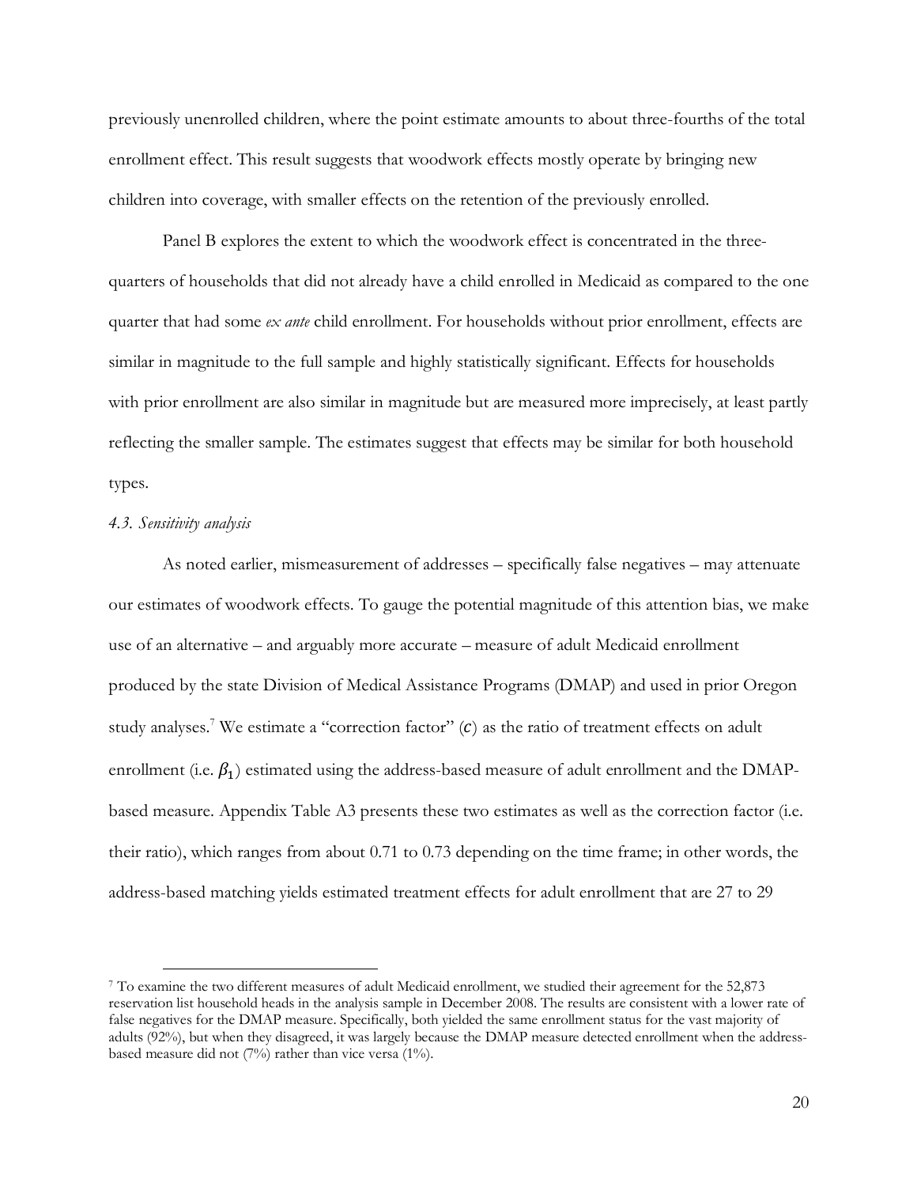previously unenrolled children, where the point estimate amounts to about three-fourths of the total enrollment effect. This result suggests that woodwork effects mostly operate by bringing new children into coverage, with smaller effects on the retention of the previously enrolled.

Panel B explores the extent to which the woodwork effect is concentrated in the three-quarters of households that did not already have a child enrolled in Medicaid as compared to the one quarter that had some *ex ante* child enrollment. For households without prior enrollment, effects are similar in magnitude to the full sample and highly statistically significant. Effects for households with prior enrollment are also similar in magnitude but are measured more imprecisely, at least partly reflecting the smaller sample. The estimates suggest that effects may be similar for both household types.

*4.3. Sensitivity analysis*

As noted earlier, mismeasurement of addresses – specifically false negatives – may attenuate our estimates of woodwork effects. To gauge the potential magnitude of this attention bias, we make use of an alternative – and arguably more accurate – measure of adult Medicaid enrollment produced by the state Division of Medical Assistance Programs (DMAP) and used in prior Oregon study analyses.[7] We estimate a "correction factor" ($c$) as the ratio of treatment effects on adult enrollment (i.e. $\beta_1$) estimated using the address-based measure of adult enrollment and the DMAP-based measure. Appendix Table A3 presents these two estimates as well as the correction factor (i.e. their ratio), which ranges from about 0.71 to 0.73 depending on the time frame; in other words, the address-based matching yields estimated treatment effects for adult enrollment that are 27 to 29

[7] To examine the two different measures of adult Medicaid enrollment, we studied their agreement for the 52,873 reservation list household heads in the analysis sample in December 2008. The results are consistent with a lower rate of false negatives for the DMAP measure. Specifically, both yielded the same enrollment status for the vast majority of adults (92%), but when they disagreed, it was largely because the DMAP measure detected enrollment when the address-based measure did not (7%) rather than vice versa (1%).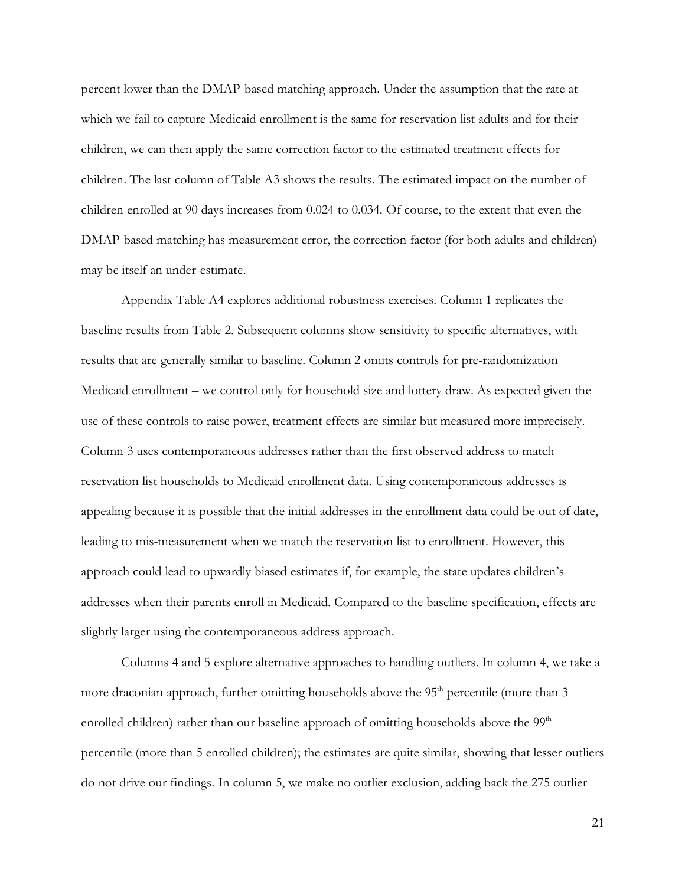percent lower than the DMAP-based matching approach. Under the assumption that the rate at which we fail to capture Medicaid enrollment is the same for reservation list adults and for their children, we can then apply the same correction factor to the estimated treatment effects for children. The last column of Table A3 shows the results. The estimated impact on the number of children enrolled at 90 days increases from 0.024 to 0.034. Of course, to the extent that even the DMAP-based matching has measurement error, the correction factor (for both adults and children) may be itself an under-estimate.

Appendix Table A4 explores additional robustness exercises. Column 1 replicates the baseline results from Table 2. Subsequent columns show sensitivity to specific alternatives, with results that are generally similar to baseline. Column 2 omits controls for pre-randomization Medicaid enrollment – we control only for household size and lottery draw. As expected given the use of these controls to raise power, treatment effects are similar but measured more imprecisely. Column 3 uses contemporaneous addresses rather than the first observed address to match reservation list households to Medicaid enrollment data. Using contemporaneous addresses is appealing because it is possible that the initial addresses in the enrollment data could be out of date, leading to mis-measurement when we match the reservation list to enrollment. However, this approach could lead to upwardly biased estimates if, for example, the state updates children's addresses when their parents enroll in Medicaid. Compared to the baseline specification, effects are slightly larger using the contemporaneous address approach.

Columns 4 and 5 explore alternative approaches to handling outliers. In column 4, we take a more draconian approach, further omitting households above the 95th percentile (more than 3 enrolled children) rather than our baseline approach of omitting households above the 99th percentile (more than 5 enrolled children); the estimates are quite similar, showing that lesser outliers do not drive our findings. In column 5, we make no outlier exclusion, adding back the 275 outlier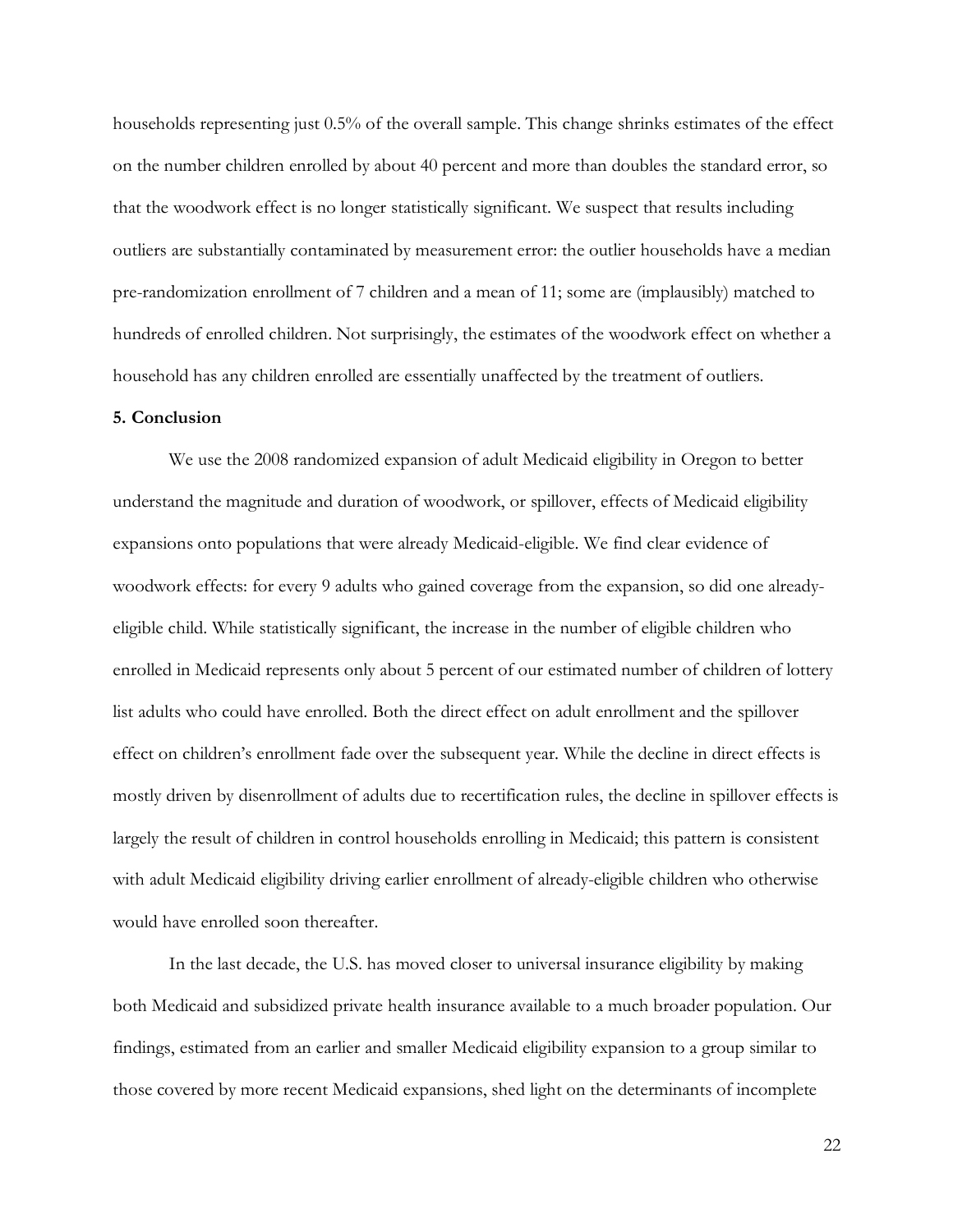households representing just 0.5% of the overall sample. This change shrinks estimates of the effect on the number children enrolled by about 40 percent and more than doubles the standard error, so that the woodwork effect is no longer statistically significant. We suspect that results including outliers are substantially contaminated by measurement error: the outlier households have a median pre-randomization enrollment of 7 children and a mean of 11; some are (implausibly) matched to hundreds of enrolled children. Not surprisingly, the estimates of the woodwork effect on whether a household has any children enrolled are essentially unaffected by the treatment of outliers.

**5. Conclusion**

We use the 2008 randomized expansion of adult Medicaid eligibility in Oregon to better understand the magnitude and duration of woodwork, or spillover, effects of Medicaid eligibility expansions onto populations that were already Medicaid-eligible. We find clear evidence of woodwork effects: for every 9 adults who gained coverage from the expansion, so did one already-eligible child. While statistically significant, the increase in the number of eligible children who enrolled in Medicaid represents only about 5 percent of our estimated number of children of lottery list adults who could have enrolled. Both the direct effect on adult enrollment and the spillover effect on children's enrollment fade over the subsequent year. While the decline in direct effects is mostly driven by disenrollment of adults due to recertification rules, the decline in spillover effects is largely the result of children in control households enrolling in Medicaid; this pattern is consistent with adult Medicaid eligibility driving earlier enrollment of already-eligible children who otherwise would have enrolled soon thereafter.

In the last decade, the U.S. has moved closer to universal insurance eligibility by making both Medicaid and subsidized private health insurance available to a much broader population. Our findings, estimated from an earlier and smaller Medicaid eligibility expansion to a group similar to those covered by more recent Medicaid expansions, shed light on the determinants of incomplete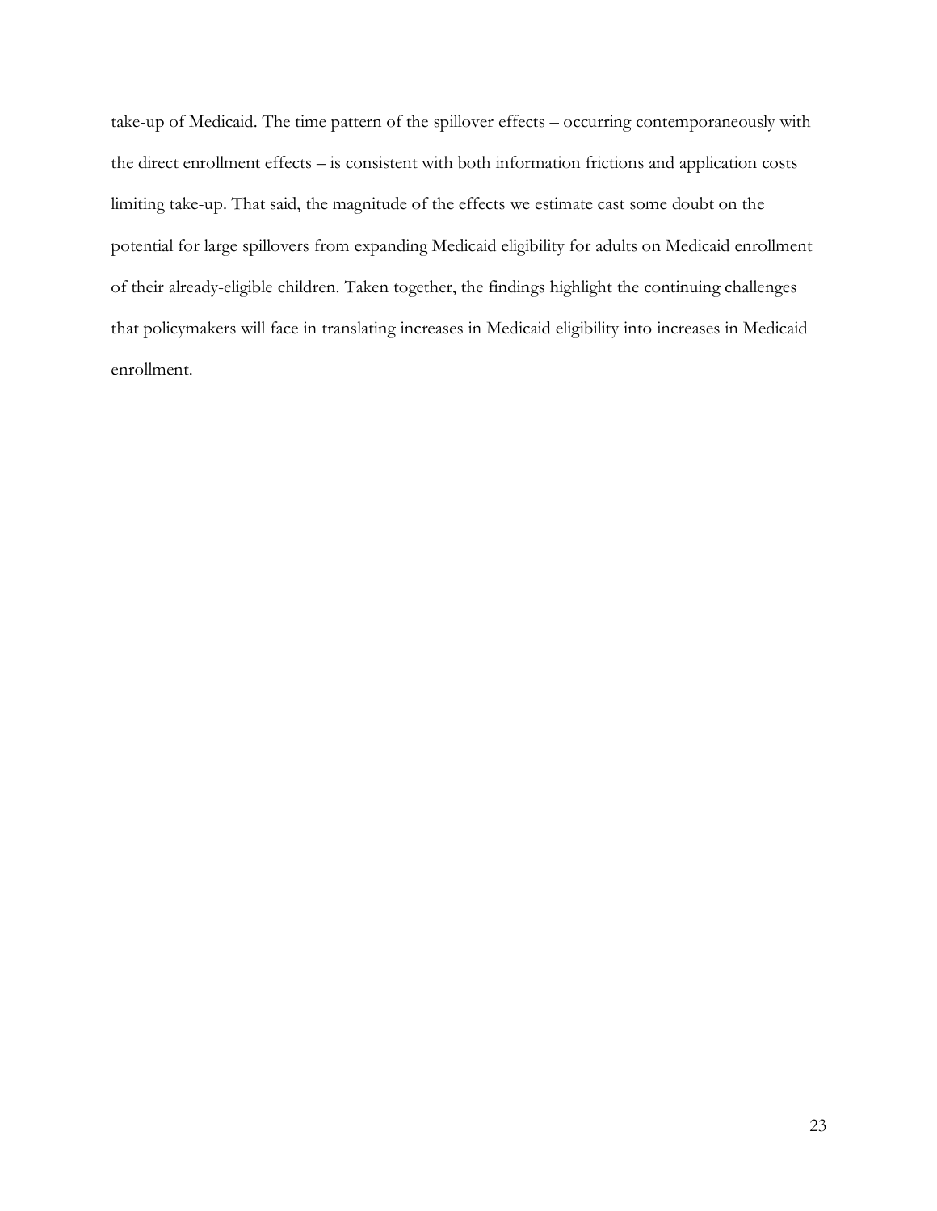take-up of Medicaid. The time pattern of the spillover effects – occurring contemporaneously with the direct enrollment effects – is consistent with both information frictions and application costs limiting take-up. That said, the magnitude of the effects we estimate cast some doubt on the potential for large spillovers from expanding Medicaid eligibility for adults on Medicaid enrollment of their already-eligible children. Taken together, the findings highlight the continuing challenges that policymakers will face in translating increases in Medicaid eligibility into increases in Medicaid enrollment.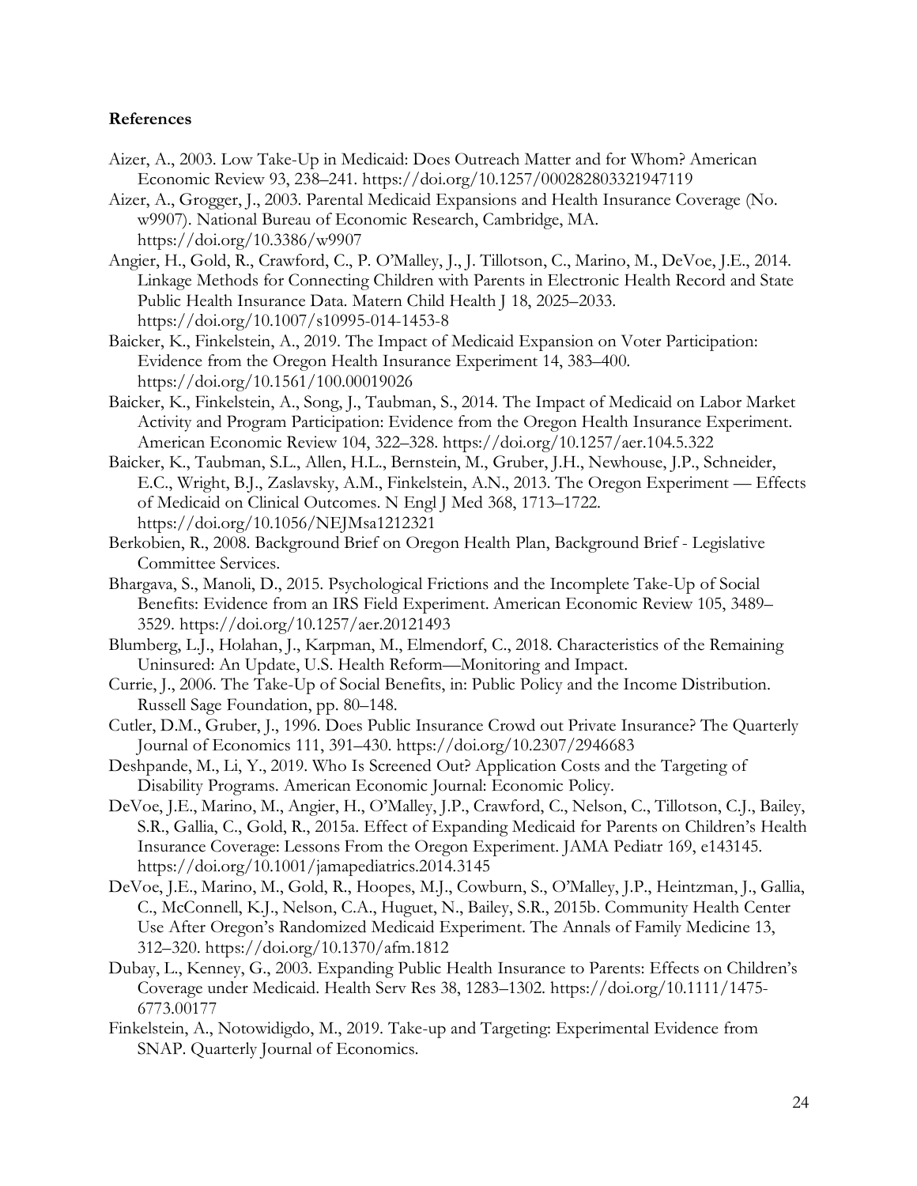**References**

Aizer, A., 2003. Low Take-Up in Medicaid: Does Outreach Matter and for Whom? American Economic Review 93, 238–241. https://doi.org/10.1257/000282803321947119

Aizer, A., Grogger, J., 2003. Parental Medicaid Expansions and Health Insurance Coverage (No. w9907). National Bureau of Economic Research, Cambridge, MA. https://doi.org/10.3386/w9907

Angier, H., Gold, R., Crawford, C., P. O'Malley, J., J. Tillotson, C., Marino, M., DeVoe, J.E., 2014. Linkage Methods for Connecting Children with Parents in Electronic Health Record and State Public Health Insurance Data. Matern Child Health J 18, 2025–2033. https://doi.org/10.1007/s10995-014-1453-8

Baicker, K., Finkelstein, A., 2019. The Impact of Medicaid Expansion on Voter Participation: Evidence from the Oregon Health Insurance Experiment 14, 383–400. https://doi.org/10.1561/100.00019026

Baicker, K., Finkelstein, A., Song, J., Taubman, S., 2014. The Impact of Medicaid on Labor Market Activity and Program Participation: Evidence from the Oregon Health Insurance Experiment. American Economic Review 104, 322–328. https://doi.org/10.1257/aer.104.5.322

Baicker, K., Taubman, S.L., Allen, H.L., Bernstein, M., Gruber, J.H., Newhouse, J.P., Schneider, E.C., Wright, B.J., Zaslavsky, A.M., Finkelstein, A.N., 2013. The Oregon Experiment — Effects of Medicaid on Clinical Outcomes. N Engl J Med 368, 1713–1722. https://doi.org/10.1056/NEJMsa1212321

Berkobien, R., 2008. Background Brief on Oregon Health Plan, Background Brief - Legislative Committee Services.

Bhargava, S., Manoli, D., 2015. Psychological Frictions and the Incomplete Take-Up of Social Benefits: Evidence from an IRS Field Experiment. American Economic Review 105, 3489–3529. https://doi.org/10.1257/aer.20121493

Blumberg, L.J., Holahan, J., Karpman, M., Elmendorf, C., 2018. Characteristics of the Remaining Uninsured: An Update, U.S. Health Reform—Monitoring and Impact.

Currie, J., 2006. The Take-Up of Social Benefits, in: Public Policy and the Income Distribution. Russell Sage Foundation, pp. 80–148.

Cutler, D.M., Gruber, J., 1996. Does Public Insurance Crowd out Private Insurance? The Quarterly Journal of Economics 111, 391–430. https://doi.org/10.2307/2946683

Deshpande, M., Li, Y., 2019. Who Is Screened Out? Application Costs and the Targeting of Disability Programs. American Economic Journal: Economic Policy.

DeVoe, J.E., Marino, M., Angier, H., O'Malley, J.P., Crawford, C., Nelson, C., Tillotson, C.J., Bailey, S.R., Gallia, C., Gold, R., 2015a. Effect of Expanding Medicaid for Parents on Children's Health Insurance Coverage: Lessons From the Oregon Experiment. JAMA Pediatr 169, e143145. https://doi.org/10.1001/jamapediatrics.2014.3145

DeVoe, J.E., Marino, M., Gold, R., Hoopes, M.J., Cowburn, S., O'Malley, J.P., Heintzman, J., Gallia, C., McConnell, K.J., Nelson, C.A., Huguet, N., Bailey, S.R., 2015b. Community Health Center Use After Oregon's Randomized Medicaid Experiment. The Annals of Family Medicine 13, 312–320. https://doi.org/10.1370/afm.1812

Dubay, L., Kenney, G., 2003. Expanding Public Health Insurance to Parents: Effects on Children's Coverage under Medicaid. Health Serv Res 38, 1283–1302. https://doi.org/10.1111/1475-6773.00177

Finkelstein, A., Notowidigdo, M., 2019. Take-up and Targeting: Experimental Evidence from SNAP. Quarterly Journal of Economics.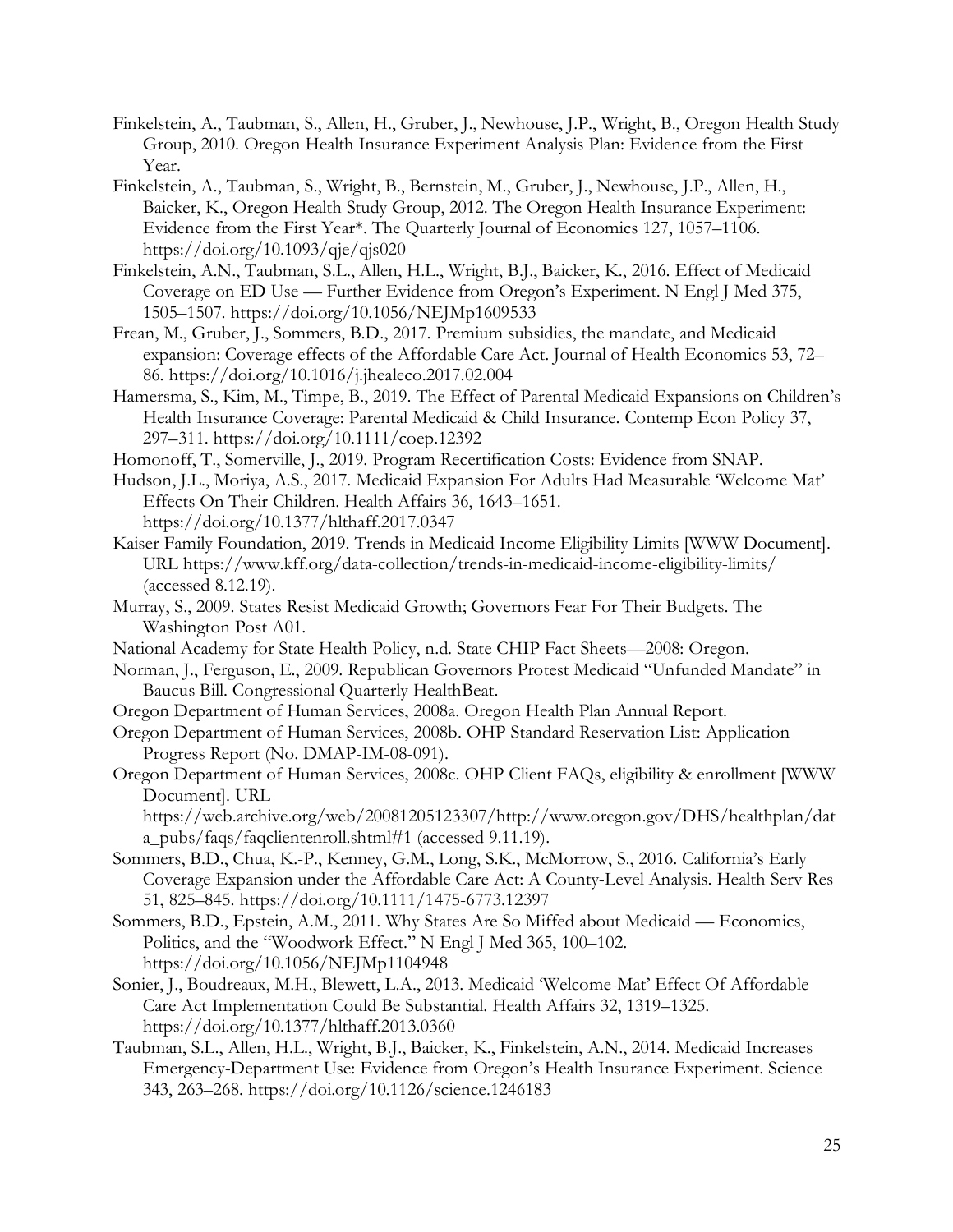Finkelstein, A., Taubman, S., Allen, H., Gruber, J., Newhouse, J.P., Wright, B., Oregon Health Study Group, 2010. Oregon Health Insurance Experiment Analysis Plan: Evidence from the First Year.

Finkelstein, A., Taubman, S., Wright, B., Bernstein, M., Gruber, J., Newhouse, J.P., Allen, H., Baicker, K., Oregon Health Study Group, 2012. The Oregon Health Insurance Experiment: Evidence from the First Year*. The Quarterly Journal of Economics 127, 1057–1106. https://doi.org/10.1093/qje/qjs020

Finkelstein, A.N., Taubman, S.L., Allen, H.L., Wright, B.J., Baicker, K., 2016. Effect of Medicaid Coverage on ED Use — Further Evidence from Oregon's Experiment. N Engl J Med 375, 1505–1507. https://doi.org/10.1056/NEJMp1609533

Frean, M., Gruber, J., Sommers, B.D., 2017. Premium subsidies, the mandate, and Medicaid expansion: Coverage effects of the Affordable Care Act. Journal of Health Economics 53, 72–86. https://doi.org/10.1016/j.jhealeco.2017.02.004

Hamersma, S., Kim, M., Timpe, B., 2019. The Effect of Parental Medicaid Expansions on Children's Health Insurance Coverage: Parental Medicaid & Child Insurance. Contemp Econ Policy 37, 297–311. https://doi.org/10.1111/coep.12392

Homonoff, T., Somerville, J., 2019. Program Recertification Costs: Evidence from SNAP.

Hudson, J.L., Moriya, A.S., 2017. Medicaid Expansion For Adults Had Measurable 'Welcome Mat' Effects On Their Children. Health Affairs 36, 1643–1651. https://doi.org/10.1377/hlthaff.2017.0347

Kaiser Family Foundation, 2019. Trends in Medicaid Income Eligibility Limits [WWW Document]. URL https://www.kff.org/data-collection/trends-in-medicaid-income-eligibility-limits/ (accessed 8.12.19).

Murray, S., 2009. States Resist Medicaid Growth; Governors Fear For Their Budgets. The Washington Post A01.

National Academy for State Health Policy, n.d. State CHIP Fact Sheets—2008: Oregon.

Norman, J., Ferguson, E., 2009. Republican Governors Protest Medicaid "Unfunded Mandate" in Baucus Bill. Congressional Quarterly HealthBeat.

Oregon Department of Human Services, 2008a. Oregon Health Plan Annual Report.

Oregon Department of Human Services, 2008b. OHP Standard Reservation List: Application Progress Report (No. DMAP-IM-08-091).

Oregon Department of Human Services, 2008c. OHP Client FAQs, eligibility & enrollment [WWW Document]. URL https://web.archive.org/web/20081205123307/http://www.oregon.gov/DHS/healthplan/data_pubs/faqs/faqclientenroll.shtml#1 (accessed 9.11.19).

Sommers, B.D., Chua, K.-P., Kenney, G.M., Long, S.K., McMorrow, S., 2016. California's Early Coverage Expansion under the Affordable Care Act: A County-Level Analysis. Health Serv Res 51, 825–845. https://doi.org/10.1111/1475-6773.12397

Sommers, B.D., Epstein, A.M., 2011. Why States Are So Miffed about Medicaid — Economics, Politics, and the "Woodwork Effect." N Engl J Med 365, 100–102. https://doi.org/10.1056/NEJMp1104948

Sonier, J., Boudreaux, M.H., Blewett, L.A., 2013. Medicaid 'Welcome-Mat' Effect Of Affordable Care Act Implementation Could Be Substantial. Health Affairs 32, 1319–1325. https://doi.org/10.1377/hlthaff.2013.0360

Taubman, S.L., Allen, H.L., Wright, B.J., Baicker, K., Finkelstein, A.N., 2014. Medicaid Increases Emergency-Department Use: Evidence from Oregon's Health Insurance Experiment. Science 343, 263–268. https://doi.org/10.1126/science.1246183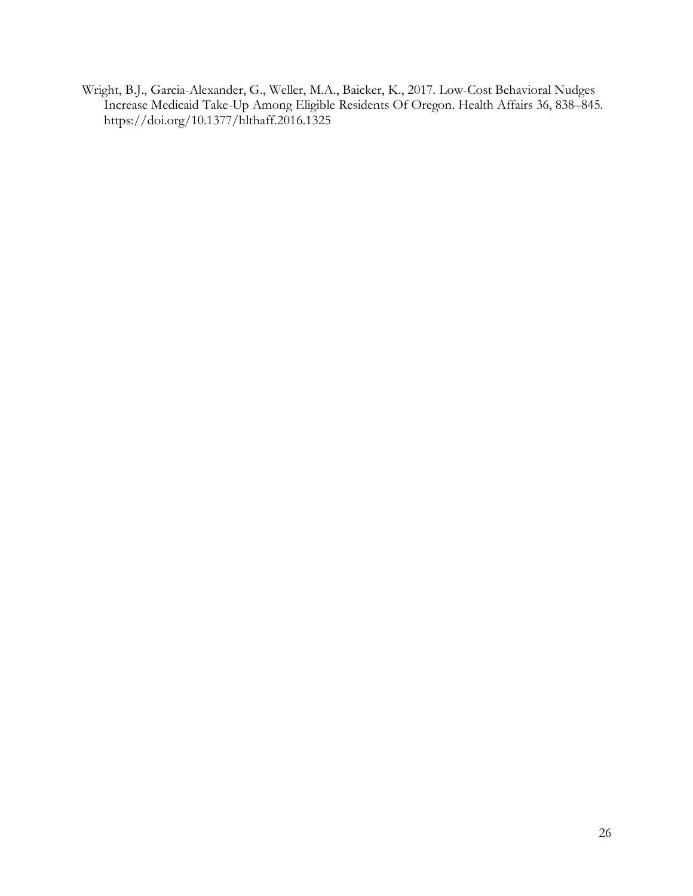Wright, B.J., Garcia-Alexander, G., Weller, M.A., Baicker, K., 2017. Low-Cost Behavioral Nudges Increase Medicaid Take-Up Among Eligible Residents Of Oregon. Health Affairs 36, 838–845. https://doi.org/10.1377/hlthaff.2016.1325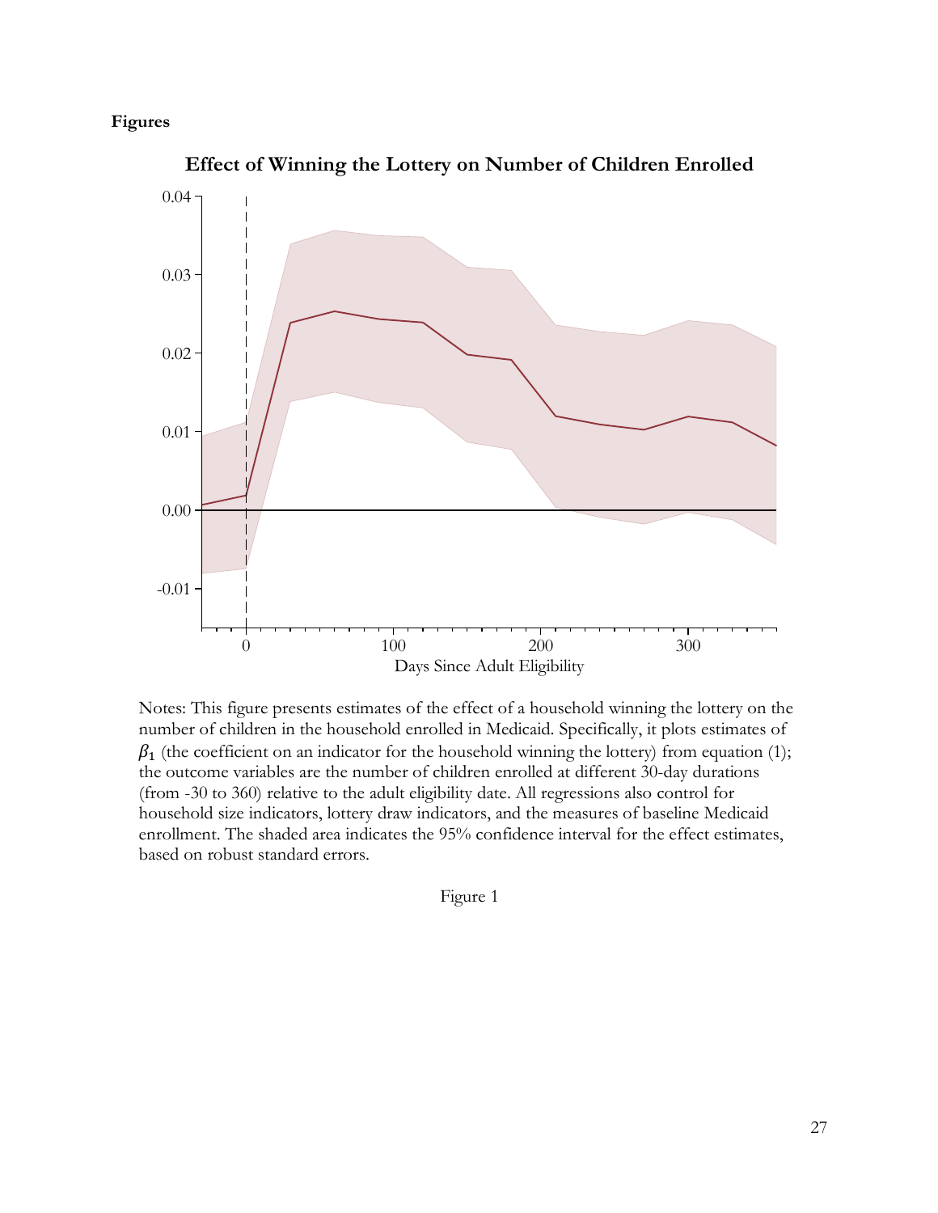**Figures**

**Effect of Winning the Lottery on Number of Children Enrolled**

Notes: This figure presents estimates of the effect of a household winning the lottery on the number of children in the household enrolled in Medicaid. Specifically, it plots estimates of $\beta_1$ (the coefficient on an indicator for the household winning the lottery) from equation (1); the outcome variables are the number of children enrolled at different 30-day durations (from -30 to 360) relative to the adult eligibility date. All regressions also control for household size indicators, lottery draw indicators, and the measures of baseline Medicaid enrollment. The shaded area indicates the 95% confidence interval for the effect estimates, based on robust standard errors.

Figure 1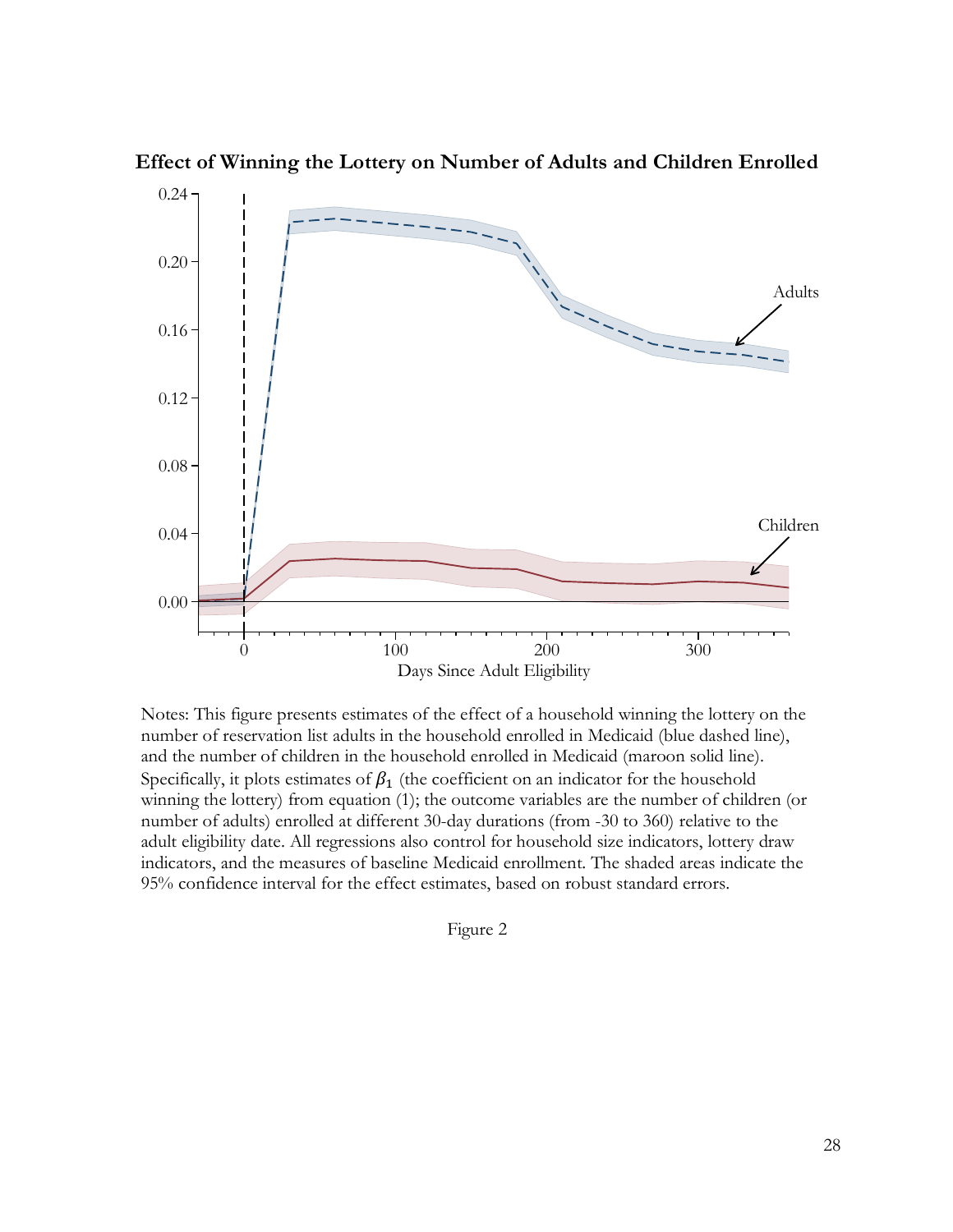**Effect of Winning the Lottery on Number of Adults and Children Enrolled**

Notes: This figure presents estimates of the effect of a household winning the lottery on the number of reservation list adults in the household enrolled in Medicaid (blue dashed line), and the number of children in the household enrolled in Medicaid (maroon solid line). Specifically, it plots estimates of $\beta_1$ (the coefficient on an indicator for the household winning the lottery) from equation (1); the outcome variables are the number of children (or number of adults) enrolled at different 30-day durations (from -30 to 360) relative to the adult eligibility date. All regressions also control for household size indicators, lottery draw indicators, and the measures of baseline Medicaid enrollment. The shaded areas indicate the 95% confidence interval for the effect estimates, based on robust standard errors.

Figure 2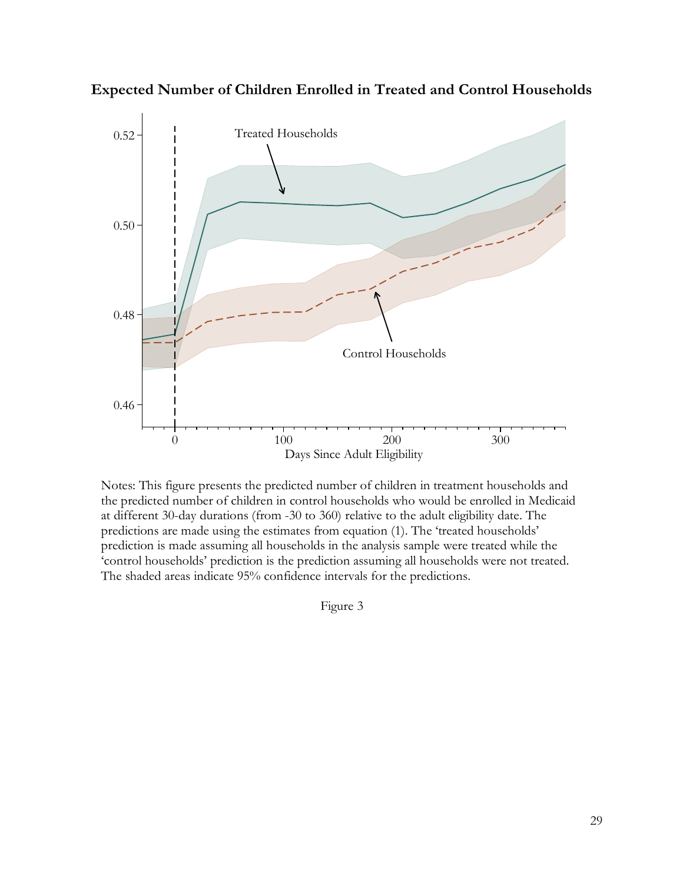**Expected Number of Children Enrolled in Treated and Control Households**

Notes: This figure presents the predicted number of children in treatment households and the predicted number of children in control households who would be enrolled in Medicaid at different 30-day durations (from -30 to 360) relative to the adult eligibility date. The predictions are made using the estimates from equation (1). The 'treated households' prediction is made assuming all households in the analysis sample were treated while the 'control households' prediction is the prediction assuming all households were not treated. The shaded areas indicate 95% confidence intervals for the predictions.

Figure 3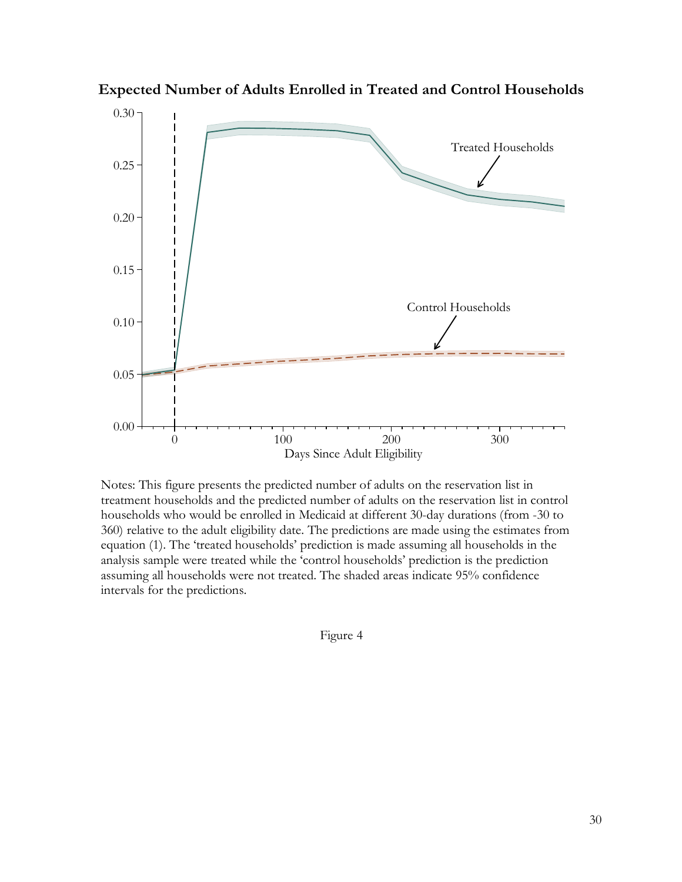**Expected Number of Adults Enrolled in Treated and Control Households**

Notes: This figure presents the predicted number of adults on the reservation list in treatment households and the predicted number of adults on the reservation list in control households who would be enrolled in Medicaid at different 30-day durations (from -30 to 360) relative to the adult eligibility date. The predictions are made using the estimates from equation (1). The 'treated households' prediction is made assuming all households in the analysis sample were treated while the 'control households' prediction is the prediction assuming all households were not treated. The shaded areas indicate 95% confidence intervals for the predictions.

Figure 4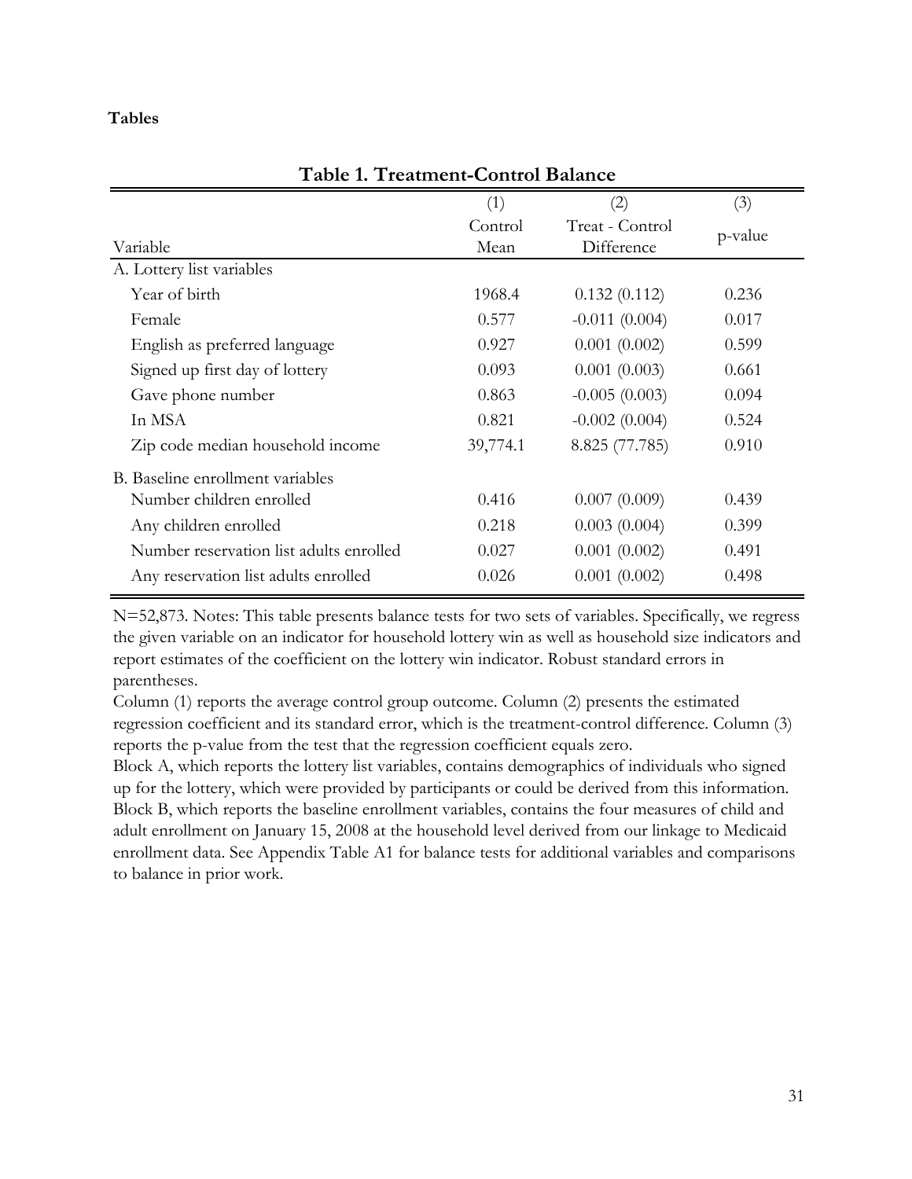**Tables**

**Table 1. Treatment-Control Balance**

| Variable | (1) Control Mean | (2) Treat - Control Difference | (3) p-value |
|---|---|---|---|
| A. Lottery list variables | | | |
| Year of birth | 1968.4 | 0.132 (0.112) | 0.236 |
| Female | 0.577 | -0.011 (0.004) | 0.017 |
| English as preferred language | 0.927 | 0.001 (0.002) | 0.599 |
| Signed up first day of lottery | 0.093 | 0.001 (0.003) | 0.661 |
| Gave phone number | 0.863 | -0.005 (0.003) | 0.094 |
| In MSA | 0.821 | -0.002 (0.004) | 0.524 |
| Zip code median household income | 39,774.1 | 8.825 (77.785) | 0.910 |
| B. Baseline enrollment variables | | | |
| Number children enrolled | 0.416 | 0.007 (0.009) | 0.439 |
| Any children enrolled | 0.218 | 0.003 (0.004) | 0.399 |
| Number reservation list adults enrolled | 0.027 | 0.001 (0.002) | 0.491 |
| Any reservation list adults enrolled | 0.026 | 0.001 (0.002) | 0.498 |

N=52,873. Notes: This table presents balance tests for two sets of variables. Specifically, we regress the given variable on an indicator for household lottery win as well as household size indicators and report estimates of the coefficient on the lottery win indicator. Robust standard errors in parentheses.

Column (1) reports the average control group outcome. Column (2) presents the estimated regression coefficient and its standard error, which is the treatment-control difference. Column (3) reports the p-value from the test that the regression coefficient equals zero.

Block A, which reports the lottery list variables, contains demographics of individuals who signed up for the lottery, which were provided by participants or could be derived from this information. Block B, which reports the baseline enrollment variables, contains the four measures of child and adult enrollment on January 15, 2008 at the household level derived from our linkage to Medicaid enrollment data. See Appendix Table A1 for balance tests for additional variables and comparisons to balance in prior work.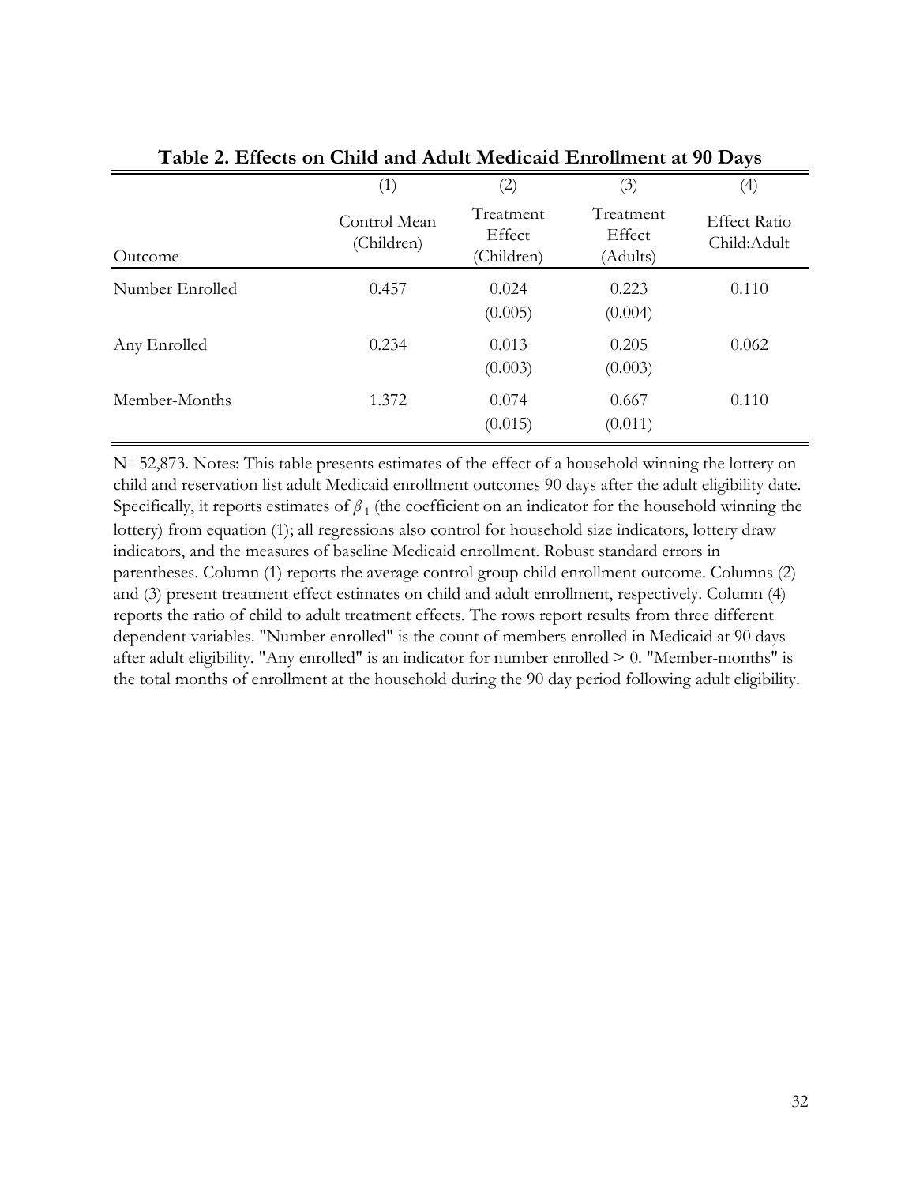**Table 2. Effects on Child and Adult Medicaid Enrollment at 90 Days**

| | (1) | (2) | (3) | (4) |
|---|---|---|---|---|
| Outcome | Control Mean (Children) | Treatment Effect (Children) | Treatment Effect (Adults) | Effect Ratio Child:Adult |
| Number Enrolled | 0.457 | 0.024 | 0.223 | 0.110 |
| | | (0.005) | (0.004) | |
| Any Enrolled | 0.234 | 0.013 | 0.205 | 0.062 |
| | | (0.003) | (0.003) | |
| Member-Months | 1.372 | 0.074 | 0.667 | 0.110 |
| | | (0.015) | (0.011) | |

N=52,873. Notes: This table presents estimates of the effect of a household winning the lottery on child and reservation list adult Medicaid enrollment outcomes 90 days after the adult eligibility date. Specifically, it reports estimates of $\beta_1$ (the coefficient on an indicator for the household winning the lottery) from equation (1); all regressions also control for household size indicators, lottery draw indicators, and the measures of baseline Medicaid enrollment. Robust standard errors in parentheses. Column (1) reports the average control group child enrollment outcome. Columns (2) and (3) present treatment effect estimates on child and adult enrollment, respectively. Column (4) reports the ratio of child to adult treatment effects. The rows report results from three different dependent variables. "Number enrolled" is the count of members enrolled in Medicaid at 90 days after adult eligibility. "Any enrolled" is an indicator for number enrolled > 0. "Member-months" is the total months of enrollment at the household during the 90 day period following adult eligibility.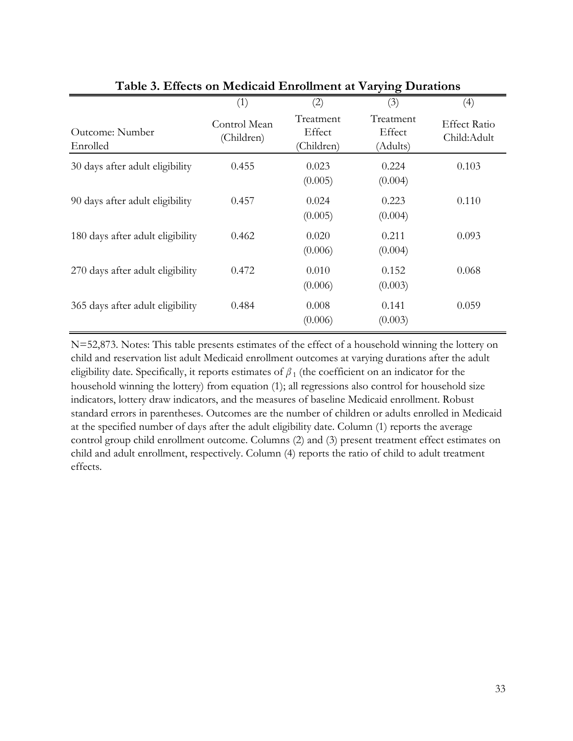**Table 3. Effects on Medicaid Enrollment at Varying Durations**

| | (1) | (2) | (3) | (4) |
|---|---|---|---|---|
| Outcome: Number Enrolled | Control Mean (Children) | Treatment Effect (Children) | Treatment Effect (Adults) | Effect Ratio Child:Adult |
| 30 days after adult eligibility | 0.455 | 0.023<br>(0.005) | 0.224<br>(0.004) | 0.103 |
| 90 days after adult eligibility | 0.457 | 0.024<br>(0.005) | 0.223<br>(0.004) | 0.110 |
| 180 days after adult eligibility | 0.462 | 0.020<br>(0.006) | 0.211<br>(0.004) | 0.093 |
| 270 days after adult eligibility | 0.472 | 0.010<br>(0.006) | 0.152<br>(0.003) | 0.068 |
| 365 days after adult eligibility | 0.484 | 0.008<br>(0.006) | 0.141<br>(0.003) | 0.059 |

N=52,873. Notes: This table presents estimates of the effect of a household winning the lottery on child and reservation list adult Medicaid enrollment outcomes at varying durations after the adult eligibility date. Specifically, it reports estimates of $\beta_1$ (the coefficient on an indicator for the household winning the lottery) from equation (1); all regressions also control for household size indicators, lottery draw indicators, and the measures of baseline Medicaid enrollment. Robust standard errors in parentheses. Outcomes are the number of children or adults enrolled in Medicaid at the specified number of days after the adult eligibility date. Column (1) reports the average control group child enrollment outcome. Columns (2) and (3) present treatment effect estimates on child and adult enrollment, respectively. Column (4) reports the ratio of child to adult treatment effects.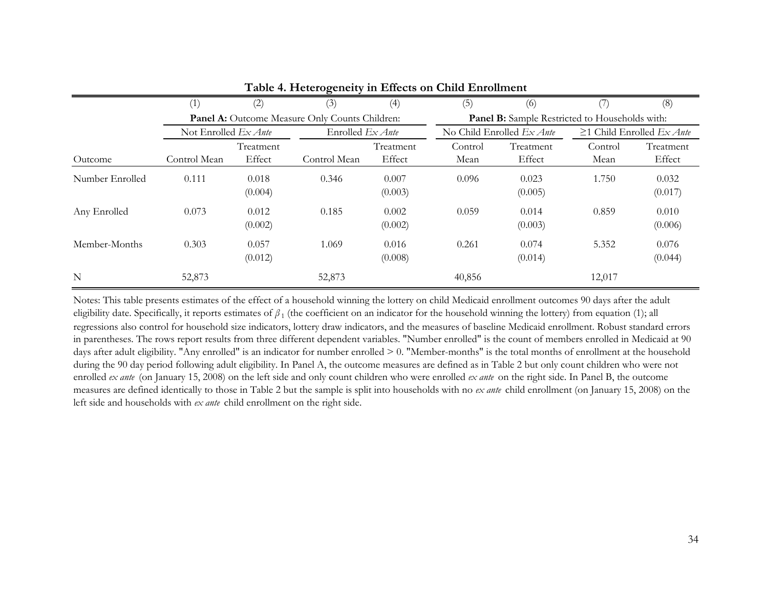**Table 4. Heterogeneity in Effects on Child Enrollment**

| | (1) | (2) | (3) | (4) | (5) | (6) | (7) | (8) |
|---|---|---|---|---|---|---|---|---|
| | **Panel A:** Outcome Measure Only Counts Children: | | | | **Panel B:** Sample Restricted to Households with: | | | |
| | Not Enrolled *Ex Ante* | | Enrolled *Ex Ante* | | No Child Enrolled *Ex Ante* | | ≥1 Child Enrolled *Ex Ante* | |
| Outcome | Control Mean | Treatment Effect | Control Mean | Treatment Effect | Control Mean | Treatment Effect | Control Mean | Treatment Effect |
| Number Enrolled | 0.111 | 0.018 | 0.346 | 0.007 | 0.096 | 0.023 | 1.750 | 0.032 |
| | | (0.004) | | (0.003) | | (0.005) | | (0.017) |
| Any Enrolled | 0.073 | 0.012 | 0.185 | 0.002 | 0.059 | 0.014 | 0.859 | 0.010 |
| | | (0.002) | | (0.002) | | (0.003) | | (0.006) |
| Member-Months | 0.303 | 0.057 | 1.069 | 0.016 | 0.261 | 0.074 | 5.352 | 0.076 |
| | | (0.012) | | (0.008) | | (0.014) | | (0.044) |
| N | 52,873 | | 52,873 | | 40,856 | | 12,017 | |

Notes: This table presents estimates of the effect of a household winning the lottery on child Medicaid enrollment outcomes 90 days after the adult eligibility date. Specifically, it reports estimates of $\beta_1$ (the coefficient on an indicator for the household winning the lottery) from equation (1); all regressions also control for household size indicators, lottery draw indicators, and the measures of baseline Medicaid enrollment. Robust standard errors in parentheses. The rows report results from three different dependent variables. "Number enrolled" is the count of members enrolled in Medicaid at 90 days after adult eligibility. "Any enrolled" is an indicator for number enrolled > 0. "Member-months" is the total months of enrollment at the household during the 90 day period following adult eligibility. In Panel A, the outcome measures are defined as in Table 2 but only count children who were not enrolled *ex ante* (on January 15, 2008) on the left side and only count children who were enrolled *ex ante* on the right side. In Panel B, the outcome measures are defined identically to those in Table 2 but the sample is split into households with no *ex ante* child enrollment (on January 15, 2008) on the left side and households with *ex ante* child enrollment on the right side.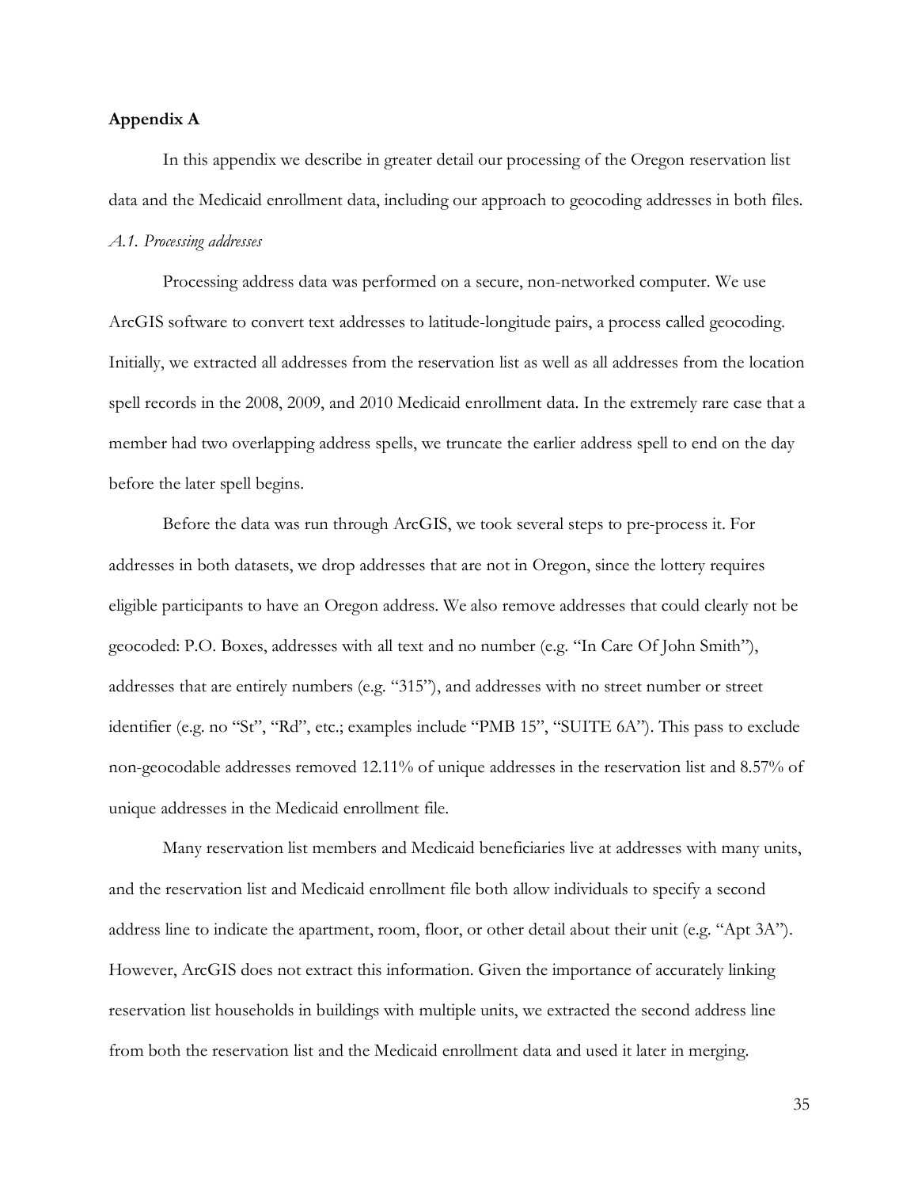**Appendix A**

In this appendix we describe in greater detail our processing of the Oregon reservation list data and the Medicaid enrollment data, including our approach to geocoding addresses in both files.

*A.1. Processing addresses*

Processing address data was performed on a secure, non-networked computer. We use ArcGIS software to convert text addresses to latitude-longitude pairs, a process called geocoding. Initially, we extracted all addresses from the reservation list as well as all addresses from the location spell records in the 2008, 2009, and 2010 Medicaid enrollment data. In the extremely rare case that a member had two overlapping address spells, we truncate the earlier address spell to end on the day before the later spell begins.

Before the data was run through ArcGIS, we took several steps to pre-process it. For addresses in both datasets, we drop addresses that are not in Oregon, since the lottery requires eligible participants to have an Oregon address. We also remove addresses that could clearly not be geocoded: P.O. Boxes, addresses with all text and no number (e.g. "In Care Of John Smith"), addresses that are entirely numbers (e.g. "315"), and addresses with no street number or street identifier (e.g. no "St", "Rd", etc.; examples include "PMB 15", "SUITE 6A"). This pass to exclude non-geocodable addresses removed 12.11% of unique addresses in the reservation list and 8.57% of unique addresses in the Medicaid enrollment file.

Many reservation list members and Medicaid beneficiaries live at addresses with many units, and the reservation list and Medicaid enrollment file both allow individuals to specify a second address line to indicate the apartment, room, floor, or other detail about their unit (e.g. "Apt 3A"). However, ArcGIS does not extract this information. Given the importance of accurately linking reservation list households in buildings with multiple units, we extracted the second address line from both the reservation list and the Medicaid enrollment data and used it later in merging.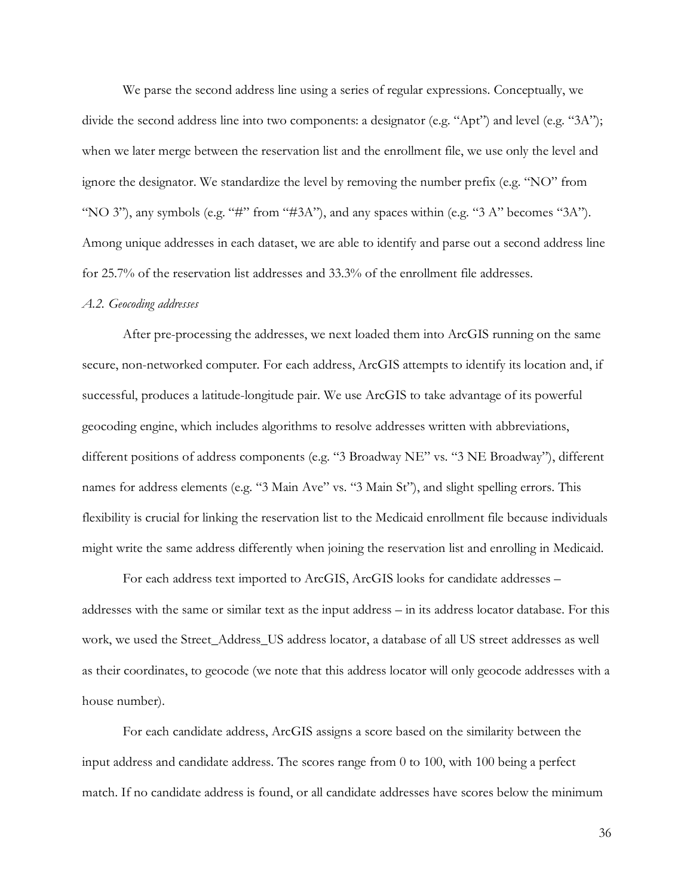We parse the second address line using a series of regular expressions. Conceptually, we divide the second address line into two components: a designator (e.g. "Apt") and level (e.g. "3A"); when we later merge between the reservation list and the enrollment file, we use only the level and ignore the designator. We standardize the level by removing the number prefix (e.g. "NO" from "NO 3"), any symbols (e.g. "#" from "#3A"), and any spaces within (e.g. "3 A" becomes "3A"). Among unique addresses in each dataset, we are able to identify and parse out a second address line for 25.7% of the reservation list addresses and 33.3% of the enrollment file addresses.

*A.2. Geocoding addresses*

After pre-processing the addresses, we next loaded them into ArcGIS running on the same secure, non-networked computer. For each address, ArcGIS attempts to identify its location and, if successful, produces a latitude-longitude pair. We use ArcGIS to take advantage of its powerful geocoding engine, which includes algorithms to resolve addresses written with abbreviations, different positions of address components (e.g. "3 Broadway NE" vs. "3 NE Broadway"), different names for address elements (e.g. "3 Main Ave" vs. "3 Main St"), and slight spelling errors. This flexibility is crucial for linking the reservation list to the Medicaid enrollment file because individuals might write the same address differently when joining the reservation list and enrolling in Medicaid.

For each address text imported to ArcGIS, ArcGIS looks for candidate addresses – addresses with the same or similar text as the input address – in its address locator database. For this work, we used the Street_Address_US address locator, a database of all US street addresses as well as their coordinates, to geocode (we note that this address locator will only geocode addresses with a house number).

For each candidate address, ArcGIS assigns a score based on the similarity between the input address and candidate address. The scores range from 0 to 100, with 100 being a perfect match. If no candidate address is found, or all candidate addresses have scores below the minimum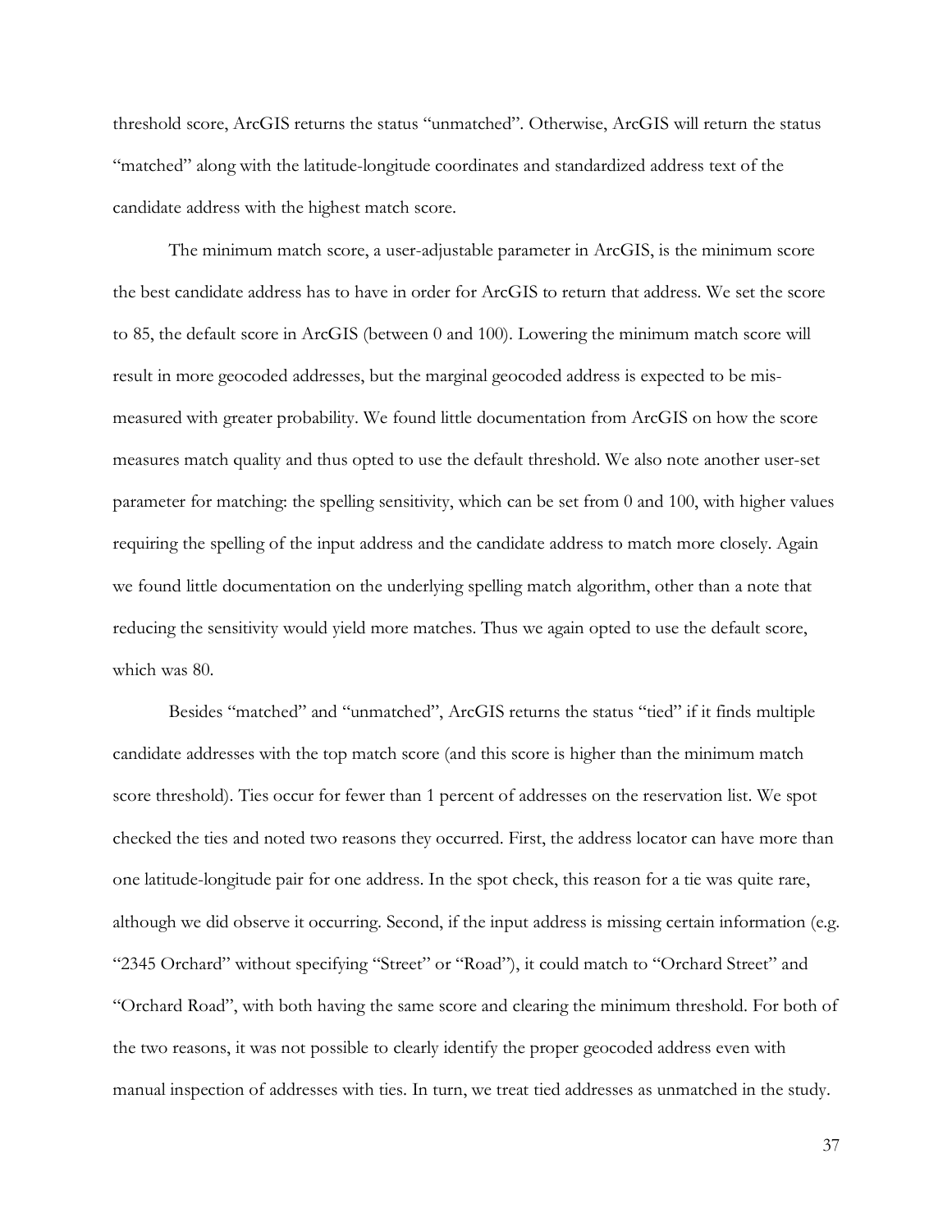threshold score, ArcGIS returns the status "unmatched". Otherwise, ArcGIS will return the status "matched" along with the latitude-longitude coordinates and standardized address text of the candidate address with the highest match score.

The minimum match score, a user-adjustable parameter in ArcGIS, is the minimum score the best candidate address has to have in order for ArcGIS to return that address. We set the score to 85, the default score in ArcGIS (between 0 and 100). Lowering the minimum match score will result in more geocoded addresses, but the marginal geocoded address is expected to be mis-measured with greater probability. We found little documentation from ArcGIS on how the score measures match quality and thus opted to use the default threshold. We also note another user-set parameter for matching: the spelling sensitivity, which can be set from 0 and 100, with higher values requiring the spelling of the input address and the candidate address to match more closely. Again we found little documentation on the underlying spelling match algorithm, other than a note that reducing the sensitivity would yield more matches. Thus we again opted to use the default score, which was 80.

Besides "matched" and "unmatched", ArcGIS returns the status "tied" if it finds multiple candidate addresses with the top match score (and this score is higher than the minimum match score threshold). Ties occur for fewer than 1 percent of addresses on the reservation list. We spot checked the ties and noted two reasons they occurred. First, the address locator can have more than one latitude-longitude pair for one address. In the spot check, this reason for a tie was quite rare, although we did observe it occurring. Second, if the input address is missing certain information (e.g. "2345 Orchard" without specifying "Street" or "Road"), it could match to "Orchard Street" and "Orchard Road", with both having the same score and clearing the minimum threshold. For both of the two reasons, it was not possible to clearly identify the proper geocoded address even with manual inspection of addresses with ties. In turn, we treat tied addresses as unmatched in the study.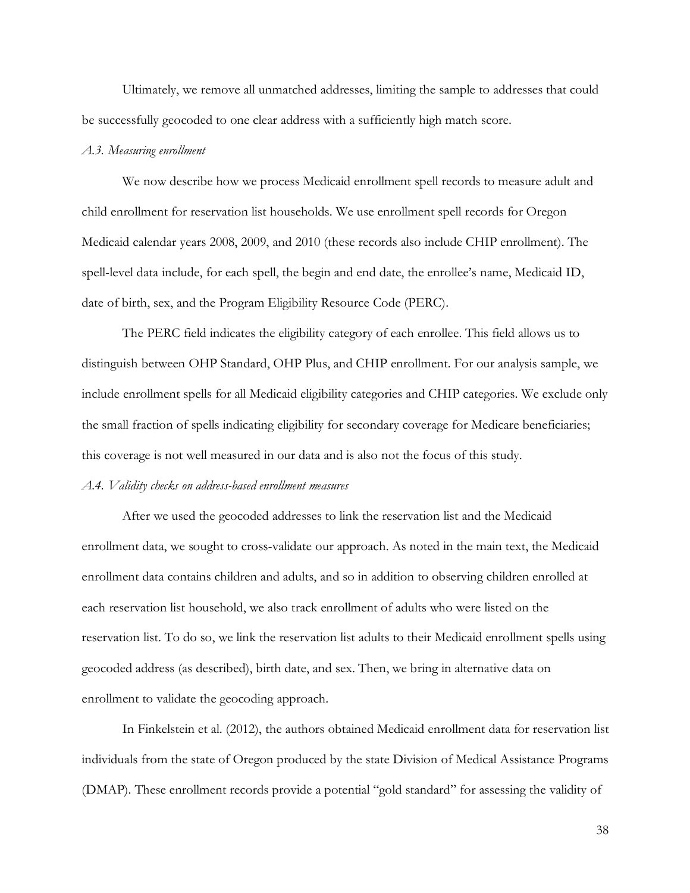Ultimately, we remove all unmatched addresses, limiting the sample to addresses that could be successfully geocoded to one clear address with a sufficiently high match score.

*A.3. Measuring enrollment*

We now describe how we process Medicaid enrollment spell records to measure adult and child enrollment for reservation list households. We use enrollment spell records for Oregon Medicaid calendar years 2008, 2009, and 2010 (these records also include CHIP enrollment). The spell-level data include, for each spell, the begin and end date, the enrollee's name, Medicaid ID, date of birth, sex, and the Program Eligibility Resource Code (PERC).

The PERC field indicates the eligibility category of each enrollee. This field allows us to distinguish between OHP Standard, OHP Plus, and CHIP enrollment. For our analysis sample, we include enrollment spells for all Medicaid eligibility categories and CHIP categories. We exclude only the small fraction of spells indicating eligibility for secondary coverage for Medicare beneficiaries; this coverage is not well measured in our data and is also not the focus of this study.

*A.4. Validity checks on address-based enrollment measures*

After we used the geocoded addresses to link the reservation list and the Medicaid enrollment data, we sought to cross-validate our approach. As noted in the main text, the Medicaid enrollment data contains children and adults, and so in addition to observing children enrolled at each reservation list household, we also track enrollment of adults who were listed on the reservation list. To do so, we link the reservation list adults to their Medicaid enrollment spells using geocoded address (as described), birth date, and sex. Then, we bring in alternative data on enrollment to validate the geocoding approach.

In Finkelstein et al. (2012), the authors obtained Medicaid enrollment data for reservation list individuals from the state of Oregon produced by the state Division of Medical Assistance Programs (DMAP). These enrollment records provide a potential "gold standard" for assessing the validity of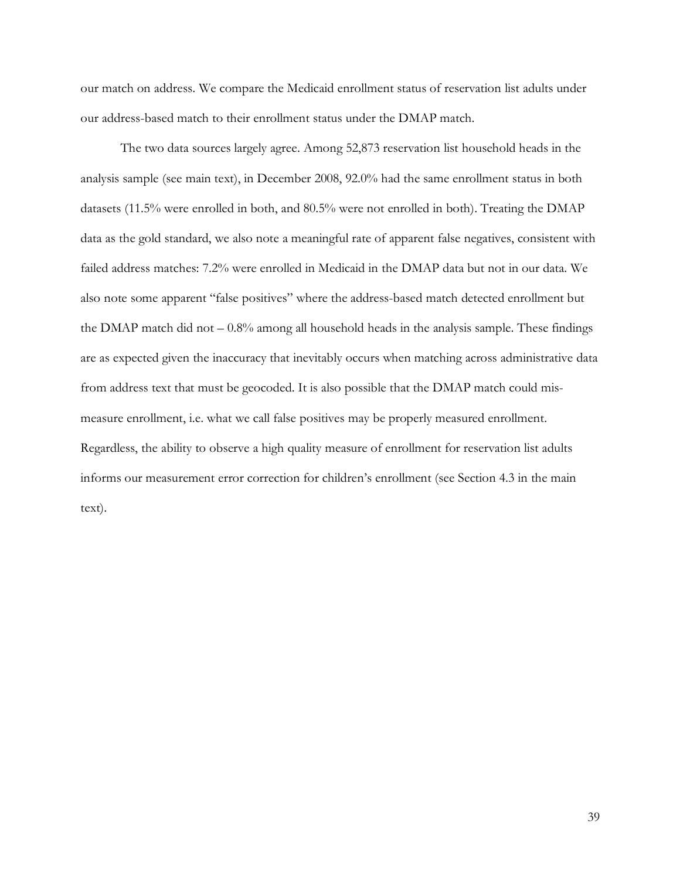our match on address. We compare the Medicaid enrollment status of reservation list adults under our address-based match to their enrollment status under the DMAP match.

The two data sources largely agree. Among 52,873 reservation list household heads in the analysis sample (see main text), in December 2008, 92.0% had the same enrollment status in both datasets (11.5% were enrolled in both, and 80.5% were not enrolled in both). Treating the DMAP data as the gold standard, we also note a meaningful rate of apparent false negatives, consistent with failed address matches: 7.2% were enrolled in Medicaid in the DMAP data but not in our data. We also note some apparent "false positives" where the address-based match detected enrollment but the DMAP match did not – 0.8% among all household heads in the analysis sample. These findings are as expected given the inaccuracy that inevitably occurs when matching across administrative data from address text that must be geocoded. It is also possible that the DMAP match could mis-measure enrollment, i.e. what we call false positives may be properly measured enrollment. Regardless, the ability to observe a high quality measure of enrollment for reservation list adults informs our measurement error correction for children's enrollment (see Section 4.3 in the main text).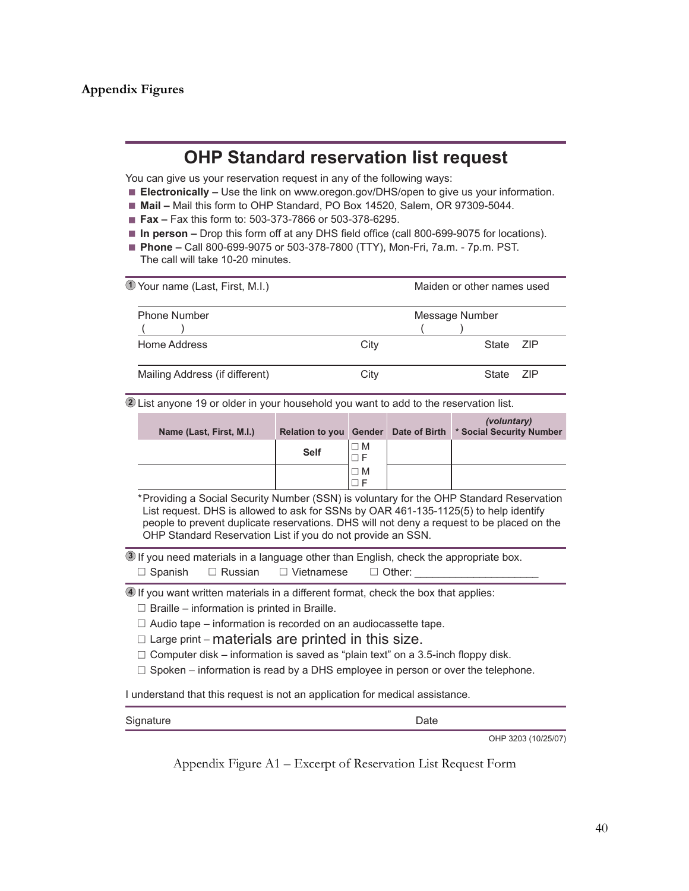## Appendix Figures

# OHP Standard reservation list request

You can give us your reservation request in any of the following ways:

- **Electronically –** Use the link on www.oregon.gov/DHS/open to give us your information.
- **Mail –** Mail this form to OHP Standard, PO Box 14520, Salem, OR 97309-5044.
- **Fax –** Fax this form to: 503-373-7866 or 503-378-6295.
- **In person –** Drop this form off at any DHS field office (call 800-699-9075 for locations).
- **Phone –** Call 800-699-9075 or 503-378-7800 (TTY), Mon-Fri, 7a.m. - 7p.m. PST. The call will take 10-20 minutes.

① Your name (Last, First, M.I.) &nbsp;&nbsp;&nbsp; Maiden or other names used

Phone Number ( ) &nbsp;&nbsp;&nbsp; Message Number ( )

Home Address &nbsp;&nbsp;&nbsp; City &nbsp;&nbsp;&nbsp; State &nbsp;&nbsp;&nbsp; ZIP

Mailing Address (if different) &nbsp;&nbsp;&nbsp; City &nbsp;&nbsp;&nbsp; State &nbsp;&nbsp;&nbsp; ZIP

② List anyone 19 or older in your household you want to add to the reservation list.

| Name (Last, First, M.I.) | Relation to you | Gender | Date of Birth | *(voluntary)* * Social Security Number |
|---|---|---|---|---|
| | Self | ☐ M ☐ F | | |
| | | ☐ M ☐ F | | |

*Providing a Social Security Number (SSN) is voluntary for the OHP Standard Reservation List request. DHS is allowed to ask for SSNs by OAR 461-135-1125(5) to help identify people to prevent duplicate reservations. DHS will not deny a request to be placed on the OHP Standard Reservation List if you do not provide an SSN.

③ If you need materials in a language other than English, check the appropriate box.

☐ Spanish &nbsp;&nbsp; ☐ Russian &nbsp;&nbsp; ☐ Vietnamese &nbsp;&nbsp; ☐ Other: ____________________

④ If you want written materials in a different format, check the box that applies:

☐ Braille – information is printed in Braille.
☐ Audio tape – information is recorded on an audiocassette tape.
☐ Large print – materials are printed in this size.
☐ Computer disk – information is saved as "plain text" on a 3.5-inch floppy disk.
☐ Spoken – information is read by a DHS employee in person or over the telephone.

I understand that this request is not an application for medical assistance.

Signature &nbsp;&nbsp;&nbsp; Date

OHP 3203 (10/25/07)

Appendix Figure A1 – Excerpt of Reservation List Request Form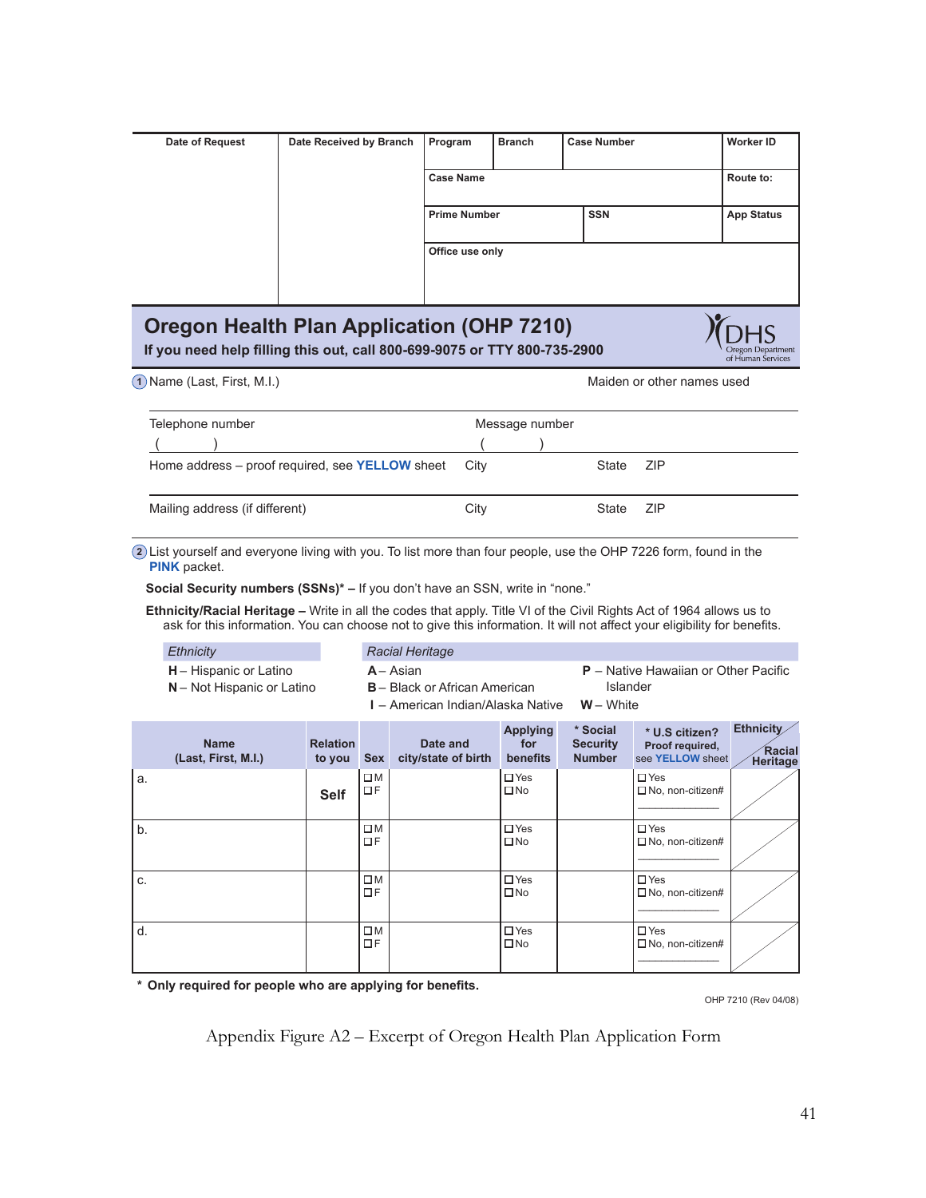| Date of Request | Date Received by Branch | Program | Branch | Case Number | Worker ID |
|---|---|---|---|---|---|
| | | Case Name | | | Route to: |
| | | Prime Number | | SSN | App Status |
| | | Office use only | | | |

# Oregon Health Plan Application (OHP 7210)

**If you need help filling this out, call 800-699-9075 or TTY 800-735-2900**

DHS Oregon Department of Human Services

1 Name (Last, First, M.I.) — Maiden or other names used

Telephone number ( ) — Message number ( )

Home address – proof required, see **YELLOW** sheet — City — State — ZIP

Mailing address (if different) — City — State — ZIP

2 List yourself and everyone living with you. To list more than four people, use the OHP 7226 form, found in the **PINK** packet.

**Social Security numbers (SSNs)* –** If you don't have an SSN, write in "none."

**Ethnicity/Racial Heritage –** Write in all the codes that apply. Title VI of the Civil Rights Act of 1964 allows us to ask for this information. You can choose not to give this information. It will not affect your eligibility for benefits.

*Ethnicity*
- **H** – Hispanic or Latino
- **N** – Not Hispanic or Latino

*Racial Heritage*
- **A** – Asian
- **B** – Black or African American
- **I** – American Indian/Alaska Native
- **P** – Native Hawaiian or Other Pacific Islander
- **W** – White

| Name (Last, First, M.I.) | Relation to you | Sex | Date and city/state of birth | Applying for benefits | * Social Security Number | * U.S citizen? Proof required, see YELLOW sheet | Ethnicity / Racial Heritage |
|---|---|---|---|---|---|---|---|
| a. | Self | ☐M ☐F | | ☐Yes ☐No | | ☐Yes ☐No, non-citizen# | |
| b. | | ☐M ☐F | | ☐Yes ☐No | | ☐Yes ☐No, non-citizen# | |
| c. | | ☐M ☐F | | ☐Yes ☐No | | ☐Yes ☐No, non-citizen# | |
| d. | | ☐M ☐F | | ☐Yes ☐No | | ☐Yes ☐No, non-citizen# | |

\* **Only required for people who are applying for benefits.**

OHP 7210 (Rev 04/08)

Appendix Figure A2 – Excerpt of Oregon Health Plan Application Form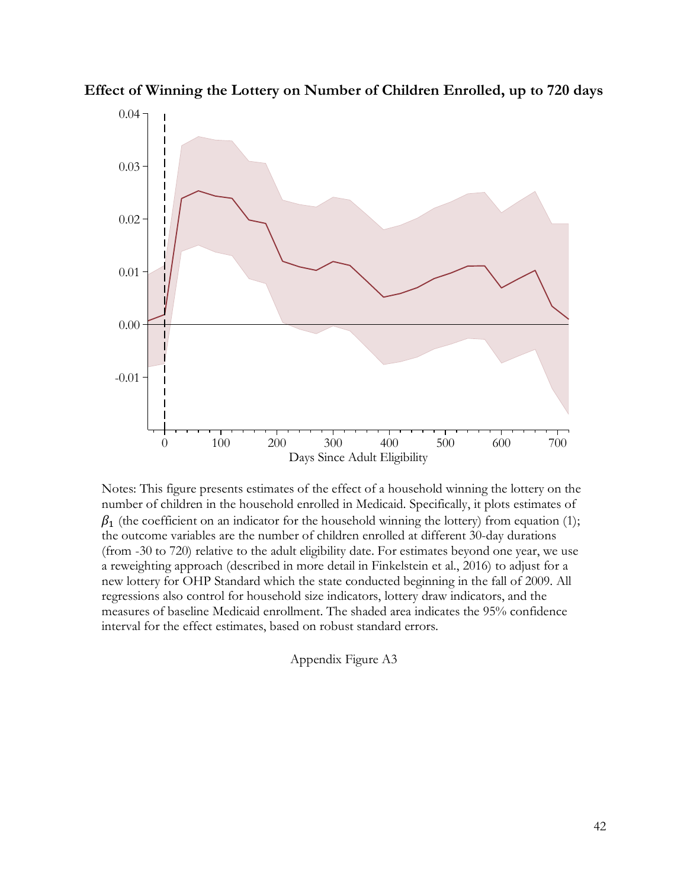**Effect of Winning the Lottery on Number of Children Enrolled, up to 720 days**

Notes: This figure presents estimates of the effect of a household winning the lottery on the number of children in the household enrolled in Medicaid. Specifically, it plots estimates of $\beta_1$ (the coefficient on an indicator for the household winning the lottery) from equation (1); the outcome variables are the number of children enrolled at different 30-day durations (from -30 to 720) relative to the adult eligibility date. For estimates beyond one year, we use a reweighting approach (described in more detail in Finkelstein et al., 2016) to adjust for a new lottery for OHP Standard which the state conducted beginning in the fall of 2009. All regressions also control for household size indicators, lottery draw indicators, and the measures of baseline Medicaid enrollment. The shaded area indicates the 95% confidence interval for the effect estimates, based on robust standard errors.

Appendix Figure A3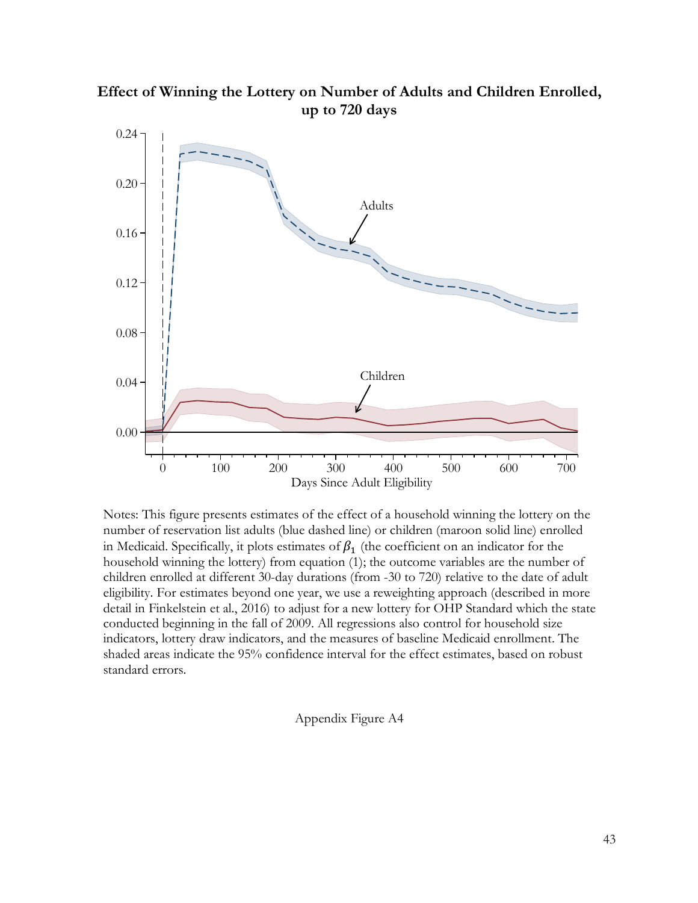**Effect of Winning the Lottery on Number of Adults and Children Enrolled, up to 720 days**

Notes: This figure presents estimates of the effect of a household winning the lottery on the number of reservation list adults (blue dashed line) or children (maroon solid line) enrolled in Medicaid. Specifically, it plots estimates of $\beta_1$ (the coefficient on an indicator for the household winning the lottery) from equation (1); the outcome variables are the number of children enrolled at different 30-day durations (from -30 to 720) relative to the date of adult eligibility. For estimates beyond one year, we use a reweighting approach (described in more detail in Finkelstein et al., 2016) to adjust for a new lottery for OHP Standard which the state conducted beginning in the fall of 2009. All regressions also control for household size indicators, lottery draw indicators, and the measures of baseline Medicaid enrollment. The shaded areas indicate the 95% confidence interval for the effect estimates, based on robust standard errors.

Appendix Figure A4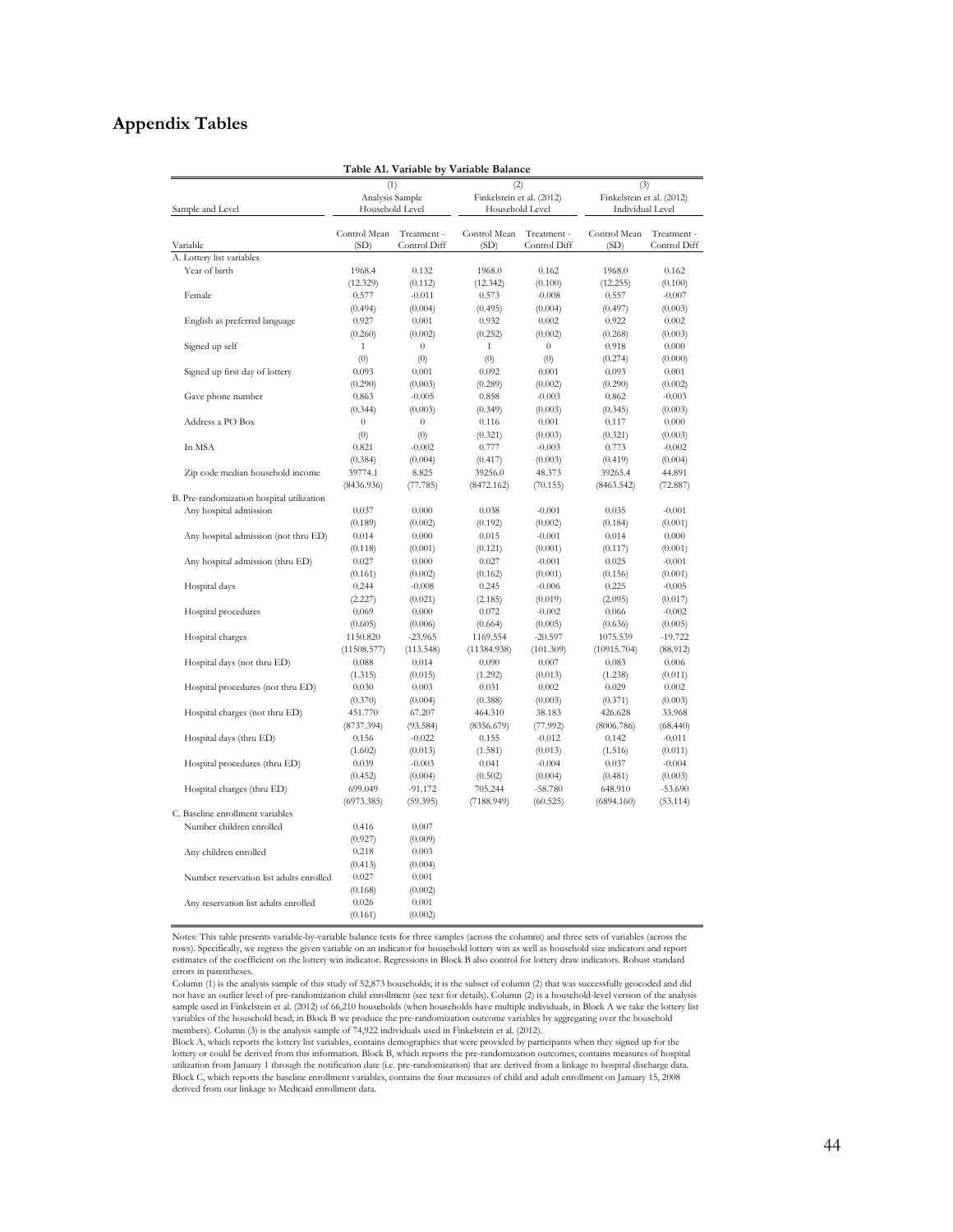# Appendix Tables

**Table A1. Variable by Variable Balance**

| Sample and Level | (1) Analysis Sample Household Level | | (2) Finkelstein et al. (2012) Household Level | | (3) Finkelstein et al. (2012) Individual Level | |
|---|---|---|---|---|---|---|
| Variable | Control Mean (SD) | Treatment - Control Diff | Control Mean (SD) | Treatment - Control Diff | Control Mean (SD) | Treatment - Control Diff |
| A. Lottery list variables | | | | | | |
| Year of birth | 1968.4 | 0.132 | 1968.0 | 0.162 | 1968.0 | 0.162 |
| | (12.329) | (0.112) | (12.342) | (0.100) | (12.255) | (0.100) |
| Female | 0.577 | -0.011 | 0.573 | -0.008 | 0.557 | -0.007 |
| | (0.494) | (0.004) | (0.495) | (0.004) | (0.497) | (0.003) |
| English as preferred language | 0.927 | 0.001 | 0.932 | 0.002 | 0.922 | 0.002 |
| | (0.260) | (0.002) | (0.252) | (0.002) | (0.268) | (0.003) |
| Signed up self | 1 | 0 | 1 | 0 | 0.918 | 0.000 |
| | (0) | (0) | (0) | (0) | (0.274) | (0.000) |
| Signed up first day of lottery | 0.093 | 0.001 | 0.092 | 0.001 | 0.093 | 0.001 |
| | (0.290) | (0.003) | (0.289) | (0.002) | (0.290) | (0.002) |
| Gave phone number | 0.863 | -0.005 | 0.858 | -0.003 | 0.862 | -0.003 |
| | (0.344) | (0.003) | (0.349) | (0.003) | (0.345) | (0.003) |
| Address a PO Box | 0 | 0 | 0.116 | 0.001 | 0.117 | 0.000 |
| | (0) | (0) | (0.321) | (0.003) | (0.321) | (0.003) |
| In MSA | 0.821 | -0.002 | 0.777 | -0.003 | 0.773 | -0.002 |
| | (0.384) | (0.004) | (0.417) | (0.003) | (0.419) | (0.004) |
| Zip code median household income | 39774.1 | 8.825 | 39256.0 | 48.373 | 39265.4 | 44.891 |
| | (8436.936) | (77.785) | (8472.162) | (70.155) | (8463.542) | (72.887) |
| B. Pre-randomization hospital utilization | | | | | | |
| Any hospital admission | 0.037 | 0.000 | 0.038 | -0.001 | 0.035 | -0.001 |
| | (0.189) | (0.002) | (0.192) | (0.002) | (0.184) | (0.001) |
| Any hospital admission (not thru ED) | 0.014 | 0.000 | 0.015 | -0.001 | 0.014 | 0.000 |
| | (0.118) | (0.001) | (0.121) | (0.001) | (0.117) | (0.001) |
| Any hospital admission (thru ED) | 0.027 | 0.000 | 0.027 | -0.001 | 0.025 | -0.001 |
| | (0.161) | (0.002) | (0.162) | (0.001) | (0.156) | (0.001) |
| Hospital days | 0.244 | -0.008 | 0.245 | -0.006 | 0.225 | -0.005 |
| | (2.227) | (0.021) | (2.185) | (0.019) | (2.095) | (0.017) |
| Hospital procedures | 0.069 | 0.000 | 0.072 | -0.002 | 0.066 | -0.002 |
| | (0.605) | (0.006) | (0.664) | (0.005) | (0.636) | (0.005) |
| Hospital charges | 1150.820 | -23.965 | 1169.554 | -20.597 | 1075.539 | -19.722 |
| | (11508.577) | (113.548) | (11384.938) | (101.309) | (10915.704) | (88.912) |
| Hospital days (not thru ED) | 0.088 | 0.014 | 0.090 | 0.007 | 0.083 | 0.006 |
| | (1.315) | (0.015) | (1.292) | (0.013) | (1.238) | (0.011) |
| Hospital procedures (not thru ED) | 0.030 | 0.003 | 0.031 | 0.002 | 0.029 | 0.002 |
| | (0.370) | (0.004) | (0.388) | (0.003) | (0.371) | (0.003) |
| Hospital charges (not thru ED) | 451.770 | 67.207 | 464.310 | 38.183 | 426.628 | 33.968 |
| | (8737.394) | (93.584) | (8356.679) | (77.992) | (8006.786) | (68.440) |
| Hospital days (thru ED) | 0.156 | -0.022 | 0.155 | -0.012 | 0.142 | -0.011 |
| | (1.602) | (0.013) | (1.581) | (0.013) | (1.516) | (0.011) |
| Hospital procedures (thru ED) | 0.039 | -0.003 | 0.041 | -0.004 | 0.037 | -0.004 |
| | (0.452) | (0.004) | (0.502) | (0.004) | (0.481) | (0.003) |
| Hospital charges (thru ED) | 699.049 | -91.172 | 705.244 | -58.780 | 648.910 | -53.690 |
| | (6973.385) | (59.395) | (7188.949) | (60.525) | (6894.160) | (53.114) |
| C. Baseline enrollment variables | | | | | | |
| Number children enrolled | 0.416 | 0.007 | | | | |
| | (0.927) | (0.009) | | | | |
| Any children enrolled | 0.218 | 0.003 | | | | |
| | (0.413) | (0.004) | | | | |
| Number reservation list adults enrolled | 0.027 | 0.001 | | | | |
| | (0.168) | (0.002) | | | | |
| Any reservation list adults enrolled | 0.026 | 0.001 | | | | |
| | (0.161) | (0.002) | | | | |

Notes: This table presents variable-by-variable balance tests for three samples (across the columns) and three sets of variables (across the rows). Specifically, we regress the given variable on an indicator for household lottery win as well as household size indicators and report estimates of the coefficient on the lottery win indicator. Regressions in Block B also control for lottery draw indicators. Robust standard errors in parentheses.

Column (1) is the analysis sample of this study of 52,873 households; it is the subset of column (2) that was successfully geocoded and did not have an outlier level of pre-randomization child enrollment (see text for details). Column (2) is a household-level version of the analysis sample used in Finkelstein et al. (2012) of 66,210 households (when households have multiple individuals, in Block A we take the lottery list variables of the household head; in Block B we produce the pre-randomization outcome variables by aggregating over the household members). Column (3) is the analysis sample of 74,922 individuals used in Finkelstein et al. (2012).

Block A, which reports the lottery list variables, contains demographics that were provided by participants when they signed up for the lottery or could be derived from this information. Block B, which reports the pre-randomization outcomes, contains measures of hospital utilization from January 1 through the notification date (i.e. pre-randomization) that are derived from a linkage to hospital discharge data. Block C, which reports the baseline enrollment variables, contains the four measures of child and adult enrollment on January 15, 2008 derived from our linkage to Medicaid enrollment data.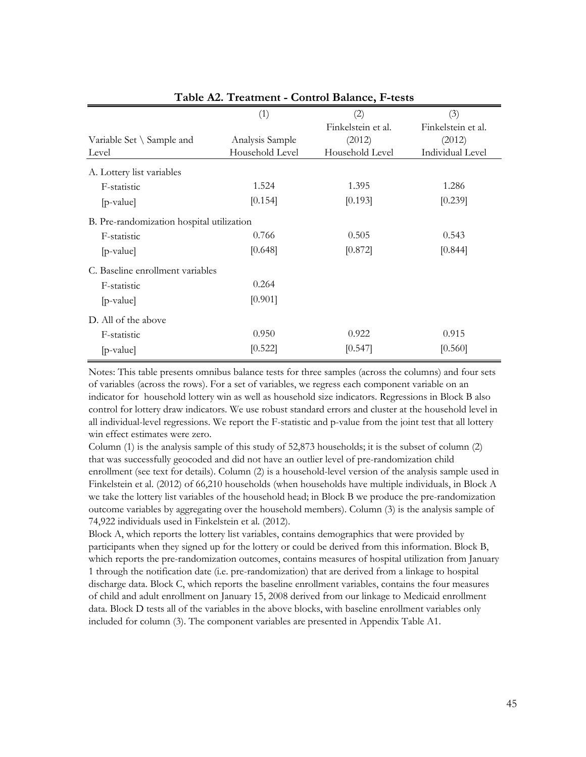**Table A2. Treatment - Control Balance, F-tests**

| Variable Set \ Sample and Level | (1) Analysis Sample Household Level | (2) Finkelstein et al. (2012) Household Level | (3) Finkelstein et al. (2012) Individual Level |
|---|---|---|---|
| A. Lottery list variables | | | |
| F-statistic | 1.524 | 1.395 | 1.286 |
| [p-value] | [0.154] | [0.193] | [0.239] |
| B. Pre-randomization hospital utilization | | | |
| F-statistic | 0.766 | 0.505 | 0.543 |
| [p-value] | [0.648] | [0.872] | [0.844] |
| C. Baseline enrollment variables | | | |
| F-statistic | 0.264 | | |
| [p-value] | [0.901] | | |
| D. All of the above | | | |
| F-statistic | 0.950 | 0.922 | 0.915 |
| [p-value] | [0.522] | [0.547] | [0.560] |

Notes: This table presents omnibus balance tests for three samples (across the columns) and four sets of variables (across the rows). For a set of variables, we regress each component variable on an indicator for household lottery win as well as household size indicators. Regressions in Block B also control for lottery draw indicators. We use robust standard errors and cluster at the household level in all individual-level regressions. We report the F-statistic and p-value from the joint test that all lottery win effect estimates were zero.

Column (1) is the analysis sample of this study of 52,873 households; it is the subset of column (2) that was successfully geocoded and did not have an outlier level of pre-randomization child enrollment (see text for details). Column (2) is a household-level version of the analysis sample used in Finkelstein et al. (2012) of 66,210 households (when households have multiple individuals, in Block A we take the lottery list variables of the household head; in Block B we produce the pre-randomization outcome variables by aggregating over the household members). Column (3) is the analysis sample of 74,922 individuals used in Finkelstein et al. (2012).

Block A, which reports the lottery list variables, contains demographics that were provided by participants when they signed up for the lottery or could be derived from this information. Block B, which reports the pre-randomization outcomes, contains measures of hospital utilization from January 1 through the notification date (i.e. pre-randomization) that are derived from a linkage to hospital discharge data. Block C, which reports the baseline enrollment variables, contains the four measures of child and adult enrollment on January 15, 2008 derived from our linkage to Medicaid enrollment data. Block D tests all of the variables in the above blocks, with baseline enrollment variables only included for column (3). The component variables are presented in Appendix Table A1.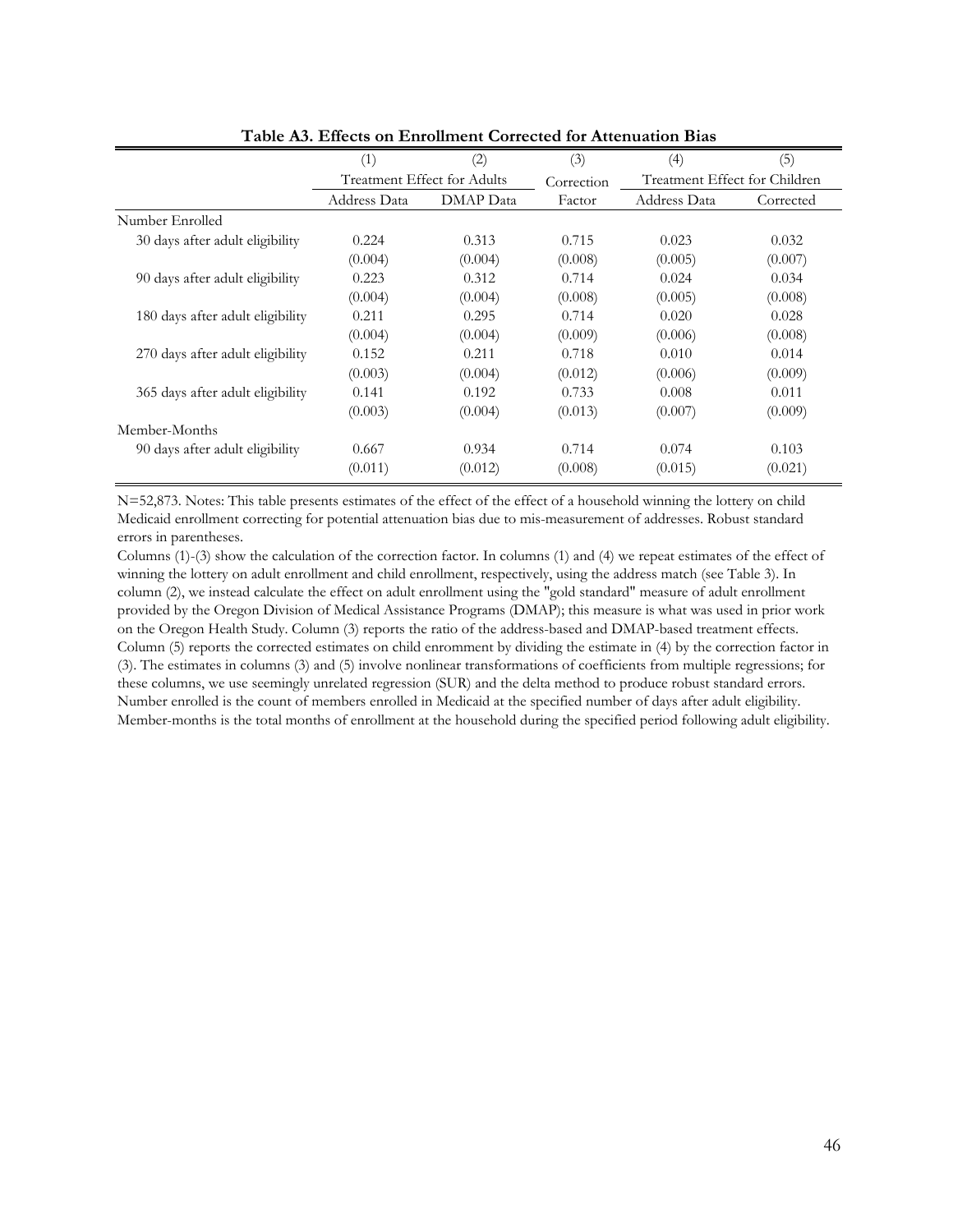**Table A3. Effects on Enrollment Corrected for Attenuation Bias**

| | (1) | (2) | (3) | (4) | (5) |
|---|---|---|---|---|---|
| | Treatment Effect for Adults | | Correction | Treatment Effect for Children | |
| | Address Data | DMAP Data | Factor | Address Data | Corrected |
| Number Enrolled | | | | | |
| 30 days after adult eligibility | 0.224 | 0.313 | 0.715 | 0.023 | 0.032 |
| | (0.004) | (0.004) | (0.008) | (0.005) | (0.007) |
| 90 days after adult eligibility | 0.223 | 0.312 | 0.714 | 0.024 | 0.034 |
| | (0.004) | (0.004) | (0.008) | (0.005) | (0.008) |
| 180 days after adult eligibility | 0.211 | 0.295 | 0.714 | 0.020 | 0.028 |
| | (0.004) | (0.004) | (0.009) | (0.006) | (0.008) |
| 270 days after adult eligibility | 0.152 | 0.211 | 0.718 | 0.010 | 0.014 |
| | (0.003) | (0.004) | (0.012) | (0.006) | (0.009) |
| 365 days after adult eligibility | 0.141 | 0.192 | 0.733 | 0.008 | 0.011 |
| | (0.003) | (0.004) | (0.013) | (0.007) | (0.009) |
| Member-Months | | | | | |
| 90 days after adult eligibility | 0.667 | 0.934 | 0.714 | 0.074 | 0.103 |
| | (0.011) | (0.012) | (0.008) | (0.015) | (0.021) |

N=52,873. Notes: This table presents estimates of the effect of the effect of a household winning the lottery on child Medicaid enrollment correcting for potential attenuation bias due to mis-measurement of addresses. Robust standard errors in parentheses.

Columns (1)-(3) show the calculation of the correction factor. In columns (1) and (4) we repeat estimates of the effect of winning the lottery on adult enrollment and child enrollment, respectively, using the address match (see Table 3). In column (2), we instead calculate the effect on adult enrollment using the "gold standard" measure of adult enrollment provided by the Oregon Division of Medical Assistance Programs (DMAP); this measure is what was used in prior work on the Oregon Health Study. Column (3) reports the ratio of the address-based and DMAP-based treatment effects. Column (5) reports the corrected estimates on child enromment by dividing the estimate in (4) by the correction factor in (3). The estimates in columns (3) and (5) involve nonlinear transformations of coefficients from multiple regressions; for these columns, we use seemingly unrelated regression (SUR) and the delta method to produce robust standard errors. Number enrolled is the count of members enrolled in Medicaid at the specified number of days after adult eligibility. Member-months is the total months of enrollment at the household during the specified period following adult eligibility.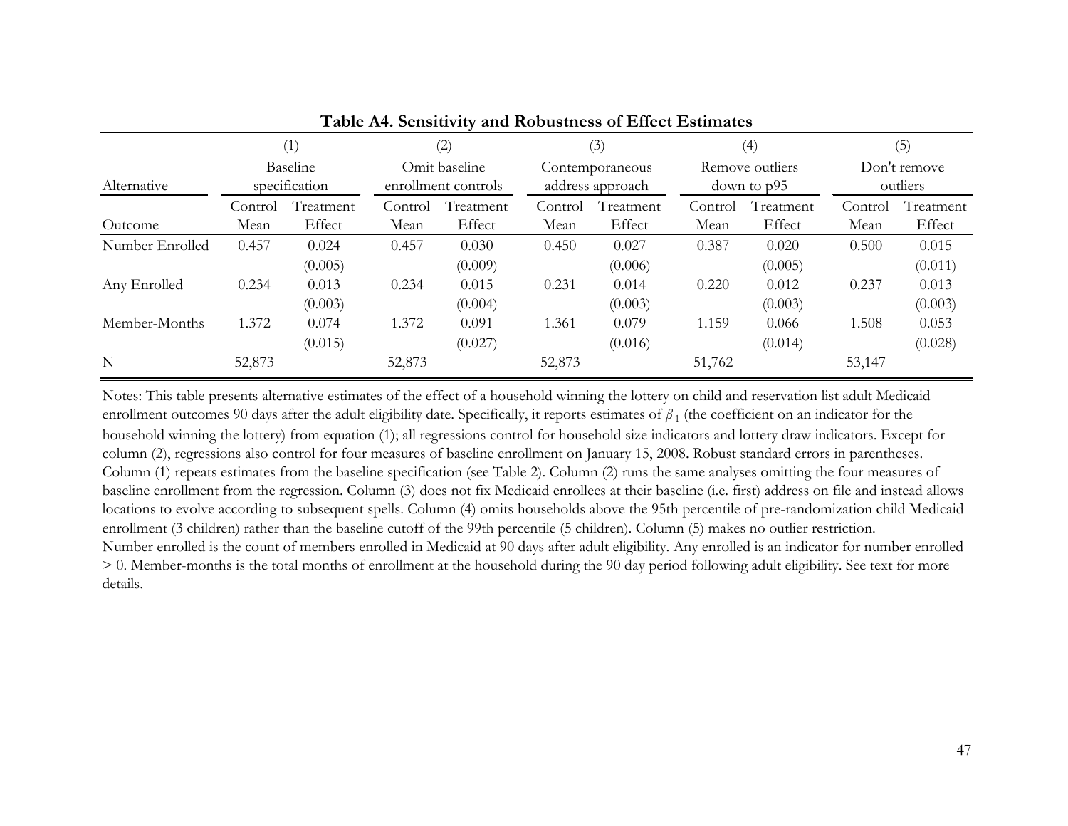**Table A4. Sensitivity and Robustness of Effect Estimates**

| | (1) | | (2) | | (3) | | (4) | | (5) | |
|---|---|---|---|---|---|---|---|---|---|---|
| Alternative | Baseline specification | | Omit baseline enrollment controls | | Contemporaneous address approach | | Remove outliers down to p95 | | Don't remove outliers | |
| Outcome | Control Mean | Treatment Effect | Control Mean | Treatment Effect | Control Mean | Treatment Effect | Control Mean | Treatment Effect | Control Mean | Treatment Effect |
| Number Enrolled | 0.457 | 0.024 | 0.457 | 0.030 | 0.450 | 0.027 | 0.387 | 0.020 | 0.500 | 0.015 |
| | | (0.005) | | (0.009) | | (0.006) | | (0.005) | | (0.011) |
| Any Enrolled | 0.234 | 0.013 | 0.234 | 0.015 | 0.231 | 0.014 | 0.220 | 0.012 | 0.237 | 0.013 |
| | | (0.003) | | (0.004) | | (0.003) | | (0.003) | | (0.003) |
| Member-Months | 1.372 | 0.074 | 1.372 | 0.091 | 1.361 | 0.079 | 1.159 | 0.066 | 1.508 | 0.053 |
| | | (0.015) | | (0.027) | | (0.016) | | (0.014) | | (0.028) |
| N | 52,873 | | 52,873 | | 52,873 | | 51,762 | | 53,147 | |

Notes: This table presents alternative estimates of the effect of a household winning the lottery on child and reservation list adult Medicaid enrollment outcomes 90 days after the adult eligibility date. Specifically, it reports estimates of $\beta_1$ (the coefficient on an indicator for the household winning the lottery) from equation (1); all regressions control for household size indicators and lottery draw indicators. Except for column (2), regressions also control for four measures of baseline enrollment on January 15, 2008. Robust standard errors in parentheses. Column (1) repeats estimates from the baseline specification (see Table 2). Column (2) runs the same analyses omitting the four measures of baseline enrollment from the regression. Column (3) does not fix Medicaid enrollees at their baseline (i.e. first) address on file and instead allows locations to evolve according to subsequent spells. Column (4) omits households above the 95th percentile of pre-randomization child Medicaid enrollment (3 children) rather than the baseline cutoff of the 99th percentile (5 children). Column (5) makes no outlier restriction.
Number enrolled is the count of members enrolled in Medicaid at 90 days after adult eligibility. Any enrolled is an indicator for number enrolled > 0. Member-months is the total months of enrollment at the household during the 90 day period following adult eligibility. See text for more details.